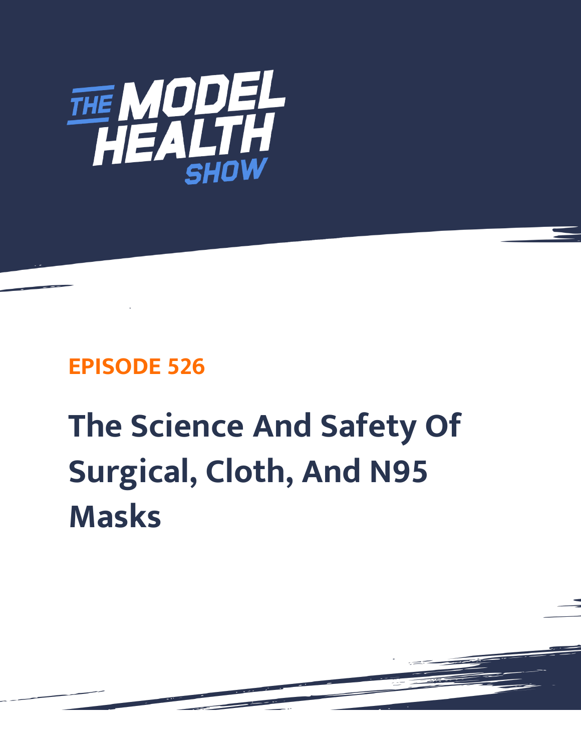THE MODEL HEALTH SHOW

## EPISODE 526

# The Science And Safety Of Surgical, Cloth, And N95 Masks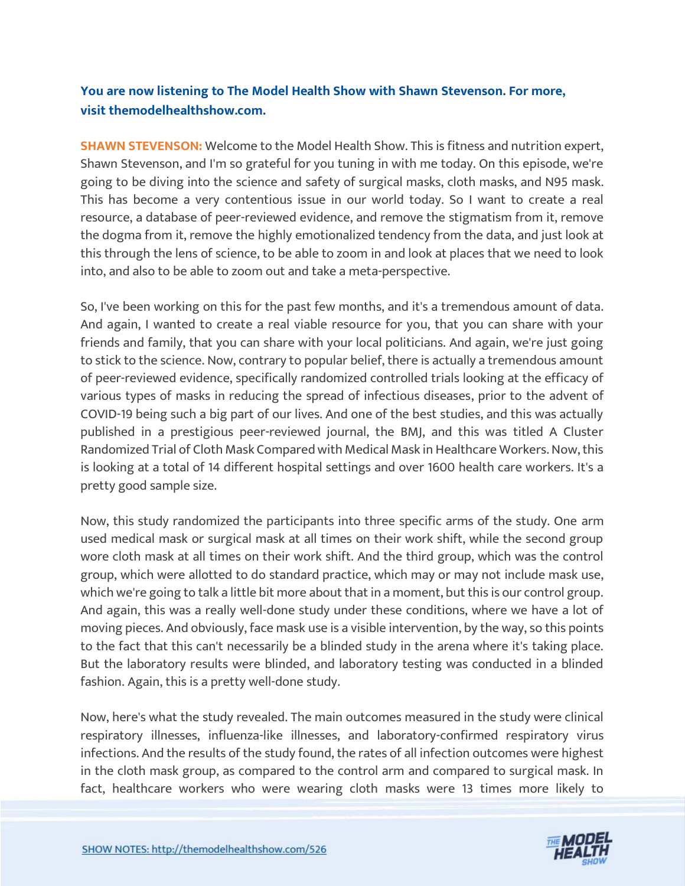**You are now listening to The Model Health Show with Shawn Stevenson. For more, visit themodelhealthshow.com.**

**SHAWN STEVENSON:** Welcome to the Model Health Show. This is fitness and nutrition expert, Shawn Stevenson, and I'm so grateful for you tuning in with me today. On this episode, we're going to be diving into the science and safety of surgical masks, cloth masks, and N95 mask. This has become a very contentious issue in our world today. So I want to create a real resource, a database of peer-reviewed evidence, and remove the stigmatism from it, remove the dogma from it, remove the highly emotionalized tendency from the data, and just look at this through the lens of science, to be able to zoom in and look at places that we need to look into, and also to be able to zoom out and take a meta-perspective.

So, I've been working on this for the past few months, and it's a tremendous amount of data. And again, I wanted to create a real viable resource for you, that you can share with your friends and family, that you can share with your local politicians. And again, we're just going to stick to the science. Now, contrary to popular belief, there is actually a tremendous amount of peer-reviewed evidence, specifically randomized controlled trials looking at the efficacy of various types of masks in reducing the spread of infectious diseases, prior to the advent of COVID-19 being such a big part of our lives. And one of the best studies, and this was actually published in a prestigious peer-reviewed journal, the BMJ, and this was titled A Cluster Randomized Trial of Cloth Mask Compared with Medical Mask in Healthcare Workers. Now, this is looking at a total of 14 different hospital settings and over 1600 health care workers. It's a pretty good sample size.

Now, this study randomized the participants into three specific arms of the study. One arm used medical mask or surgical mask at all times on their work shift, while the second group wore cloth mask at all times on their work shift. And the third group, which was the control group, which were allotted to do standard practice, which may or may not include mask use, which we're going to talk a little bit more about that in a moment, but this is our control group. And again, this was a really well-done study under these conditions, where we have a lot of moving pieces. And obviously, face mask use is a visible intervention, by the way, so this points to the fact that this can't necessarily be a blinded study in the arena where it's taking place. But the laboratory results were blinded, and laboratory testing was conducted in a blinded fashion. Again, this is a pretty well-done study.

Now, here's what the study revealed. The main outcomes measured in the study were clinical respiratory illnesses, influenza-like illnesses, and laboratory-confirmed respiratory virus infections. And the results of the study found, the rates of all infection outcomes were highest in the cloth mask group, as compared to the control arm and compared to surgical mask. In fact, healthcare workers who were wearing cloth masks were 13 times more likely to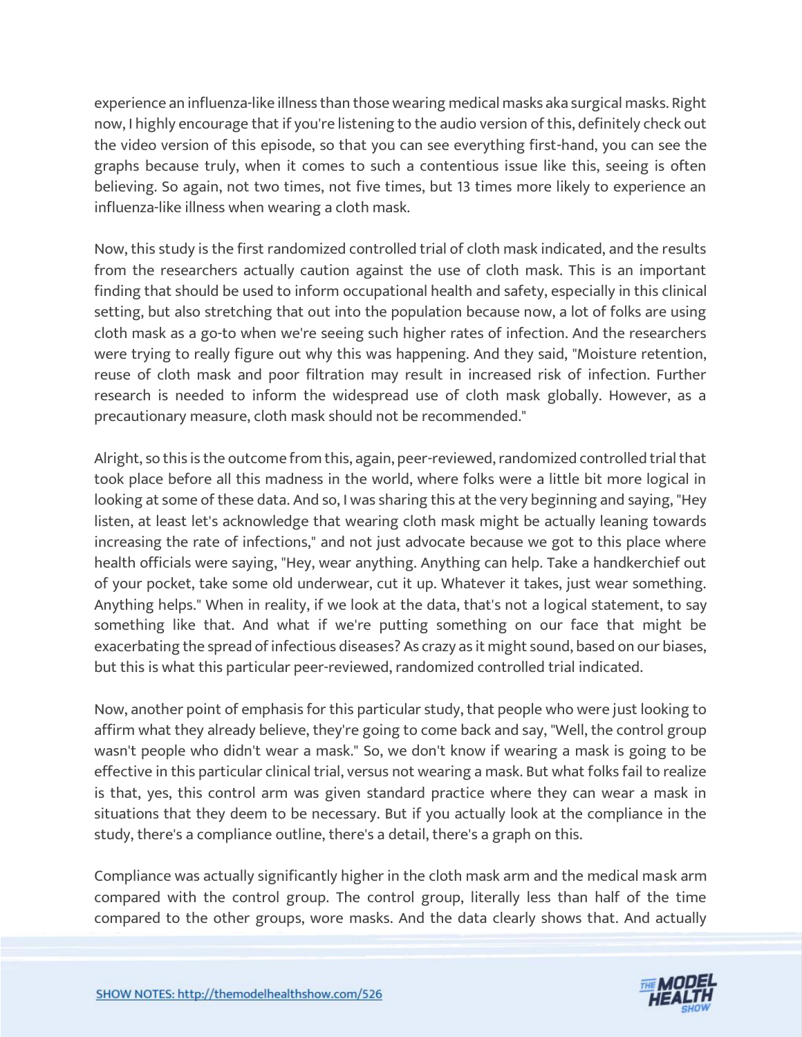experience an influenza-like illness than those wearing medical masks aka surgical masks. Right now, I highly encourage that if you're listening to the audio version of this, definitely check out the video version of this episode, so that you can see everything first-hand, you can see the graphs because truly, when it comes to such a contentious issue like this, seeing is often believing. So again, not two times, not five times, but 13 times more likely to experience an influenza-like illness when wearing a cloth mask.

Now, this study is the first randomized controlled trial of cloth mask indicated, and the results from the researchers actually caution against the use of cloth mask. This is an important finding that should be used to inform occupational health and safety, especially in this clinical setting, but also stretching that out into the population because now, a lot of folks are using cloth mask as a go-to when we're seeing such higher rates of infection. And the researchers were trying to really figure out why this was happening. And they said, "Moisture retention, reuse of cloth mask and poor filtration may result in increased risk of infection. Further research is needed to inform the widespread use of cloth mask globally. However, as a precautionary measure, cloth mask should not be recommended."

Alright, so this is the outcome from this, again, peer-reviewed, randomized controlled trial that took place before all this madness in the world, where folks were a little bit more logical in looking at some of these data. And so, I was sharing this at the very beginning and saying, "Hey listen, at least let's acknowledge that wearing cloth mask might be actually leaning towards increasing the rate of infections," and not just advocate because we got to this place where health officials were saying, "Hey, wear anything. Anything can help. Take a handkerchief out of your pocket, take some old underwear, cut it up. Whatever it takes, just wear something. Anything helps." When in reality, if we look at the data, that's not a logical statement, to say something like that. And what if we're putting something on our face that might be exacerbating the spread of infectious diseases? As crazy as it might sound, based on our biases, but this is what this particular peer-reviewed, randomized controlled trial indicated.

Now, another point of emphasis for this particular study, that people who were just looking to affirm what they already believe, they're going to come back and say, "Well, the control group wasn't people who didn't wear a mask." So, we don't know if wearing a mask is going to be effective in this particular clinical trial, versus not wearing a mask. But what folks fail to realize is that, yes, this control arm was given standard practice where they can wear a mask in situations that they deem to be necessary. But if you actually look at the compliance in the study, there's a compliance outline, there's a detail, there's a graph on this.

Compliance was actually significantly higher in the cloth mask arm and the medical mask arm compared with the control group. The control group, literally less than half of the time compared to the other groups, wore masks. And the data clearly shows that. And actually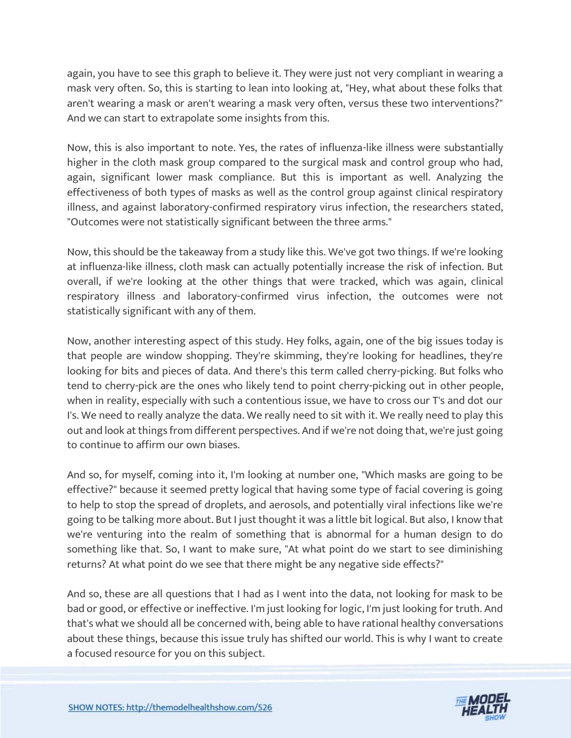again, you have to see this graph to believe it. They were just not very compliant in wearing a mask very often. So, this is starting to lean into looking at, "Hey, what about these folks that aren't wearing a mask or aren't wearing a mask very often, versus these two interventions?" And we can start to extrapolate some insights from this.

Now, this is also important to note. Yes, the rates of influenza-like illness were substantially higher in the cloth mask group compared to the surgical mask and control group who had, again, significant lower mask compliance. But this is important as well. Analyzing the effectiveness of both types of masks as well as the control group against clinical respiratory illness, and against laboratory-confirmed respiratory virus infection, the researchers stated, "Outcomes were not statistically significant between the three arms."

Now, this should be the takeaway from a study like this. We've got two things. If we're looking at influenza-like illness, cloth mask can actually potentially increase the risk of infection. But overall, if we're looking at the other things that were tracked, which was again, clinical respiratory illness and laboratory-confirmed virus infection, the outcomes were not statistically significant with any of them.

Now, another interesting aspect of this study. Hey folks, again, one of the big issues today is that people are window shopping. They're skimming, they're looking for headlines, they're looking for bits and pieces of data. And there's this term called cherry-picking. But folks who tend to cherry-pick are the ones who likely tend to point cherry-picking out in other people, when in reality, especially with such a contentious issue, we have to cross our T's and dot our I's. We need to really analyze the data. We really need to sit with it. We really need to play this out and look at things from different perspectives. And if we're not doing that, we're just going to continue to affirm our own biases.

And so, for myself, coming into it, I'm looking at number one, "Which masks are going to be effective?" because it seemed pretty logical that having some type of facial covering is going to help to stop the spread of droplets, and aerosols, and potentially viral infections like we're going to be talking more about. But I just thought it was a little bit logical. But also, I know that we're venturing into the realm of something that is abnormal for a human design to do something like that. So, I want to make sure, "At what point do we start to see diminishing returns? At what point do we see that there might be any negative side effects?"

And so, these are all questions that I had as I went into the data, not looking for mask to be bad or good, or effective or ineffective. I'm just looking for logic, I'm just looking for truth. And that's what we should all be concerned with, being able to have rational healthy conversations about these things, because this issue truly has shifted our world. This is why I want to create a focused resource for you on this subject.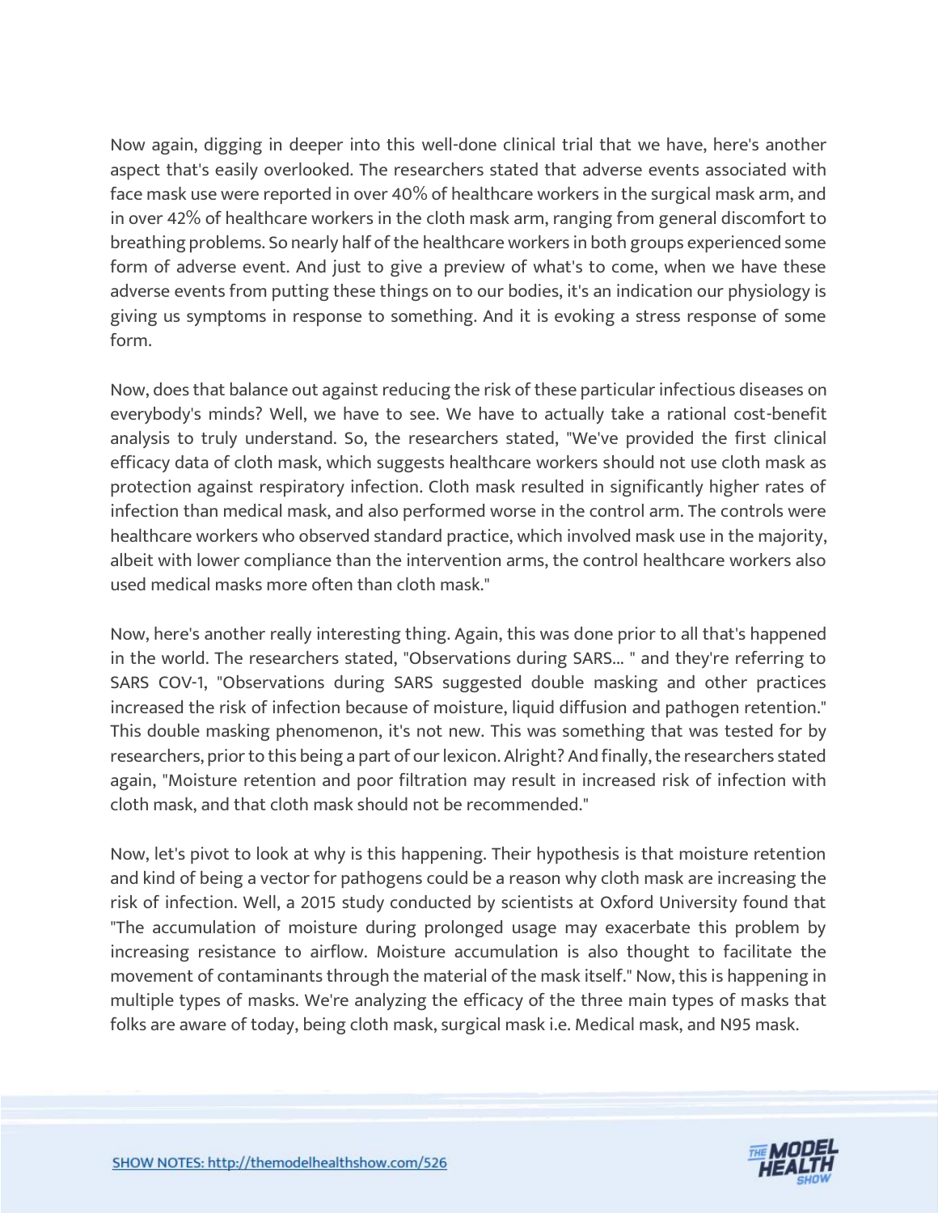Now again, digging in deeper into this well-done clinical trial that we have, here's another aspect that's easily overlooked. The researchers stated that adverse events associated with face mask use were reported in over 40% of healthcare workers in the surgical mask arm, and in over 42% of healthcare workers in the cloth mask arm, ranging from general discomfort to breathing problems. So nearly half of the healthcare workers in both groups experienced some form of adverse event. And just to give a preview of what's to come, when we have these adverse events from putting these things on to our bodies, it's an indication our physiology is giving us symptoms in response to something. And it is evoking a stress response of some form.

Now, does that balance out against reducing the risk of these particular infectious diseases on everybody's minds? Well, we have to see. We have to actually take a rational cost-benefit analysis to truly understand. So, the researchers stated, "We've provided the first clinical efficacy data of cloth mask, which suggests healthcare workers should not use cloth mask as protection against respiratory infection. Cloth mask resulted in significantly higher rates of infection than medical mask, and also performed worse in the control arm. The controls were healthcare workers who observed standard practice, which involved mask use in the majority, albeit with lower compliance than the intervention arms, the control healthcare workers also used medical masks more often than cloth mask."

Now, here's another really interesting thing. Again, this was done prior to all that's happened in the world. The researchers stated, "Observations during SARS... " and they're referring to SARS COV-1, "Observations during SARS suggested double masking and other practices increased the risk of infection because of moisture, liquid diffusion and pathogen retention." This double masking phenomenon, it's not new. This was something that was tested for by researchers, prior to this being a part of our lexicon. Alright? And finally, the researchers stated again, "Moisture retention and poor filtration may result in increased risk of infection with cloth mask, and that cloth mask should not be recommended."

Now, let's pivot to look at why is this happening. Their hypothesis is that moisture retention and kind of being a vector for pathogens could be a reason why cloth mask are increasing the risk of infection. Well, a 2015 study conducted by scientists at Oxford University found that "The accumulation of moisture during prolonged usage may exacerbate this problem by increasing resistance to airflow. Moisture accumulation is also thought to facilitate the movement of contaminants through the material of the mask itself." Now, this is happening in multiple types of masks. We're analyzing the efficacy of the three main types of masks that folks are aware of today, being cloth mask, surgical mask i.e. Medical mask, and N95 mask.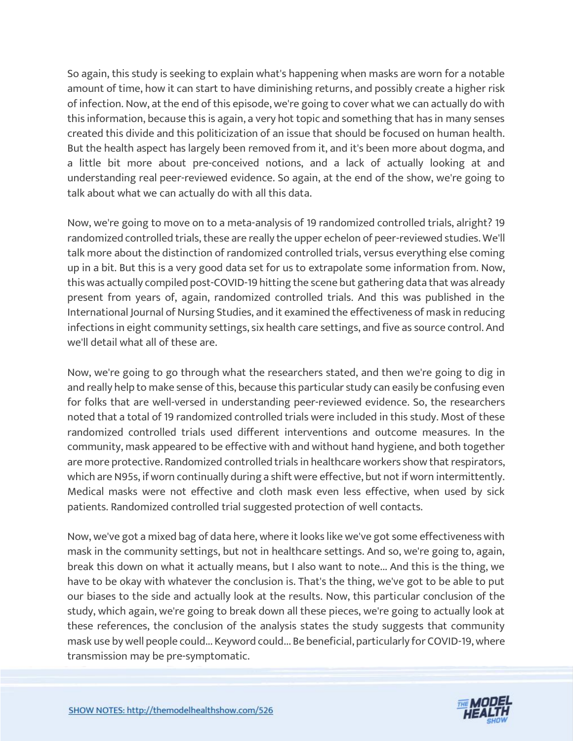So again, this study is seeking to explain what's happening when masks are worn for a notable amount of time, how it can start to have diminishing returns, and possibly create a higher risk of infection. Now, at the end of this episode, we're going to cover what we can actually do with this information, because this is again, a very hot topic and something that has in many senses created this divide and this politicization of an issue that should be focused on human health. But the health aspect has largely been removed from it, and it's been more about dogma, and a little bit more about pre-conceived notions, and a lack of actually looking at and understanding real peer-reviewed evidence. So again, at the end of the show, we're going to talk about what we can actually do with all this data.

Now, we're going to move on to a meta-analysis of 19 randomized controlled trials, alright? 19 randomized controlled trials, these are really the upper echelon of peer-reviewed studies. We'll talk more about the distinction of randomized controlled trials, versus everything else coming up in a bit. But this is a very good data set for us to extrapolate some information from. Now, this was actually compiled post-COVID-19 hitting the scene but gathering data that was already present from years of, again, randomized controlled trials. And this was published in the International Journal of Nursing Studies, and it examined the effectiveness of mask in reducing infections in eight community settings, six health care settings, and five as source control. And we'll detail what all of these are.

Now, we're going to go through what the researchers stated, and then we're going to dig in and really help to make sense of this, because this particular study can easily be confusing even for folks that are well-versed in understanding peer-reviewed evidence. So, the researchers noted that a total of 19 randomized controlled trials were included in this study. Most of these randomized controlled trials used different interventions and outcome measures. In the community, mask appeared to be effective with and without hand hygiene, and both together are more protective. Randomized controlled trials in healthcare workers show that respirators, which are N95s, if worn continually during a shift were effective, but not if worn intermittently. Medical masks were not effective and cloth mask even less effective, when used by sick patients. Randomized controlled trial suggested protection of well contacts.

Now, we've got a mixed bag of data here, where it looks like we've got some effectiveness with mask in the community settings, but not in healthcare settings. And so, we're going to, again, break this down on what it actually means, but I also want to note... And this is the thing, we have to be okay with whatever the conclusion is. That's the thing, we've got to be able to put our biases to the side and actually look at the results. Now, this particular conclusion of the study, which again, we're going to break down all these pieces, we're going to actually look at these references, the conclusion of the analysis states the study suggests that community mask use by well people could... Keyword could... Be beneficial, particularly for COVID-19, where transmission may be pre-symptomatic.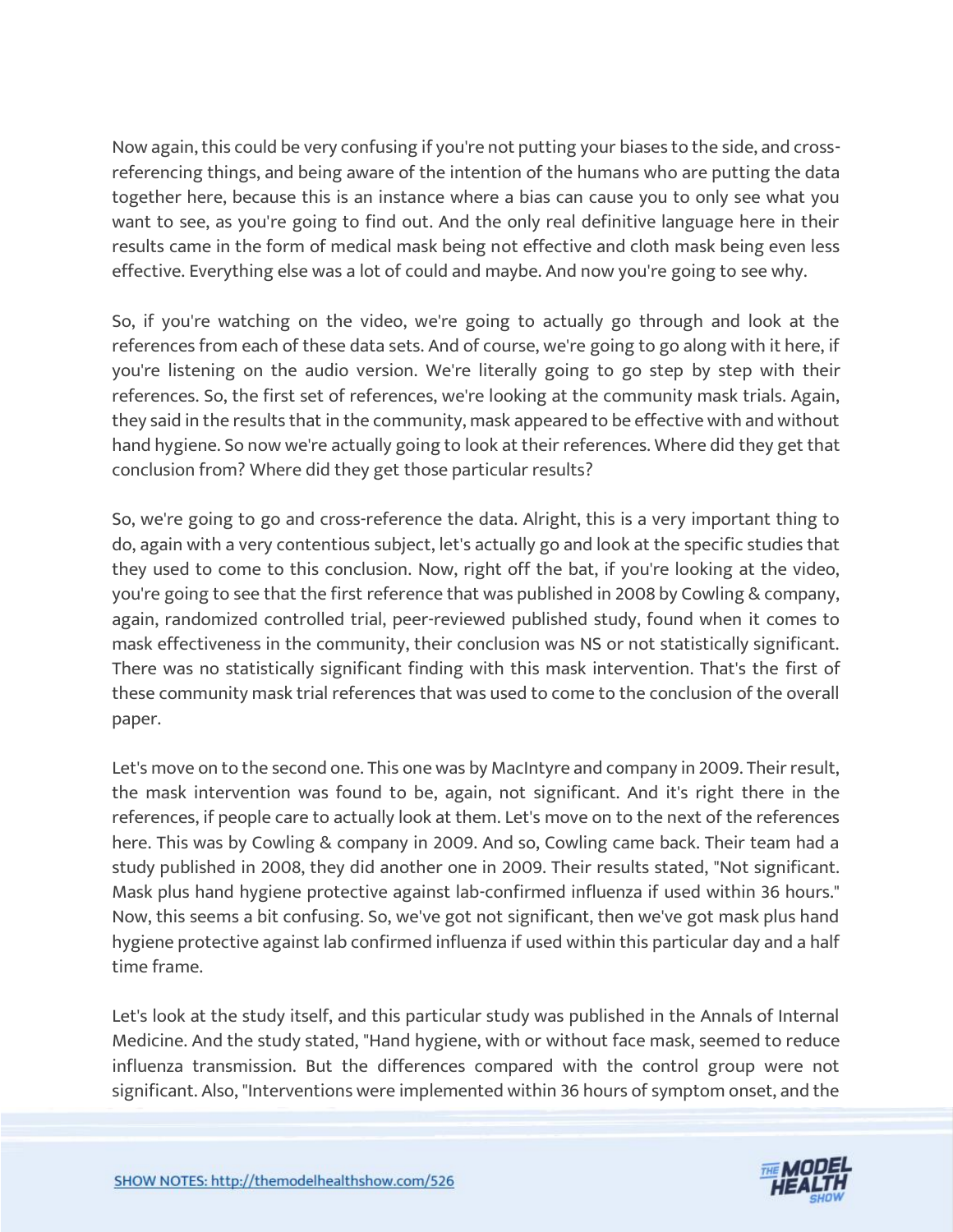Now again, this could be very confusing if you're not putting your biases to the side, and cross-referencing things, and being aware of the intention of the humans who are putting the data together here, because this is an instance where a bias can cause you to only see what you want to see, as you're going to find out. And the only real definitive language here in their results came in the form of medical mask being not effective and cloth mask being even less effective. Everything else was a lot of could and maybe. And now you're going to see why.

So, if you're watching on the video, we're going to actually go through and look at the references from each of these data sets. And of course, we're going to go along with it here, if you're listening on the audio version. We're literally going to go step by step with their references. So, the first set of references, we're looking at the community mask trials. Again, they said in the results that in the community, mask appeared to be effective with and without hand hygiene. So now we're actually going to look at their references. Where did they get that conclusion from? Where did they get those particular results?

So, we're going to go and cross-reference the data. Alright, this is a very important thing to do, again with a very contentious subject, let's actually go and look at the specific studies that they used to come to this conclusion. Now, right off the bat, if you're looking at the video, you're going to see that the first reference that was published in 2008 by Cowling & company, again, randomized controlled trial, peer-reviewed published study, found when it comes to mask effectiveness in the community, their conclusion was NS or not statistically significant. There was no statistically significant finding with this mask intervention. That's the first of these community mask trial references that was used to come to the conclusion of the overall paper.

Let's move on to the second one. This one was by MacIntyre and company in 2009. Their result, the mask intervention was found to be, again, not significant. And it's right there in the references, if people care to actually look at them. Let's move on to the next of the references here. This was by Cowling & company in 2009. And so, Cowling came back. Their team had a study published in 2008, they did another one in 2009. Their results stated, "Not significant. Mask plus hand hygiene protective against lab-confirmed influenza if used within 36 hours." Now, this seems a bit confusing. So, we've got not significant, then we've got mask plus hand hygiene protective against lab confirmed influenza if used within this particular day and a half time frame.

Let's look at the study itself, and this particular study was published in the Annals of Internal Medicine. And the study stated, "Hand hygiene, with or without face mask, seemed to reduce influenza transmission. But the differences compared with the control group were not significant. Also, "Interventions were implemented within 36 hours of symptom onset, and the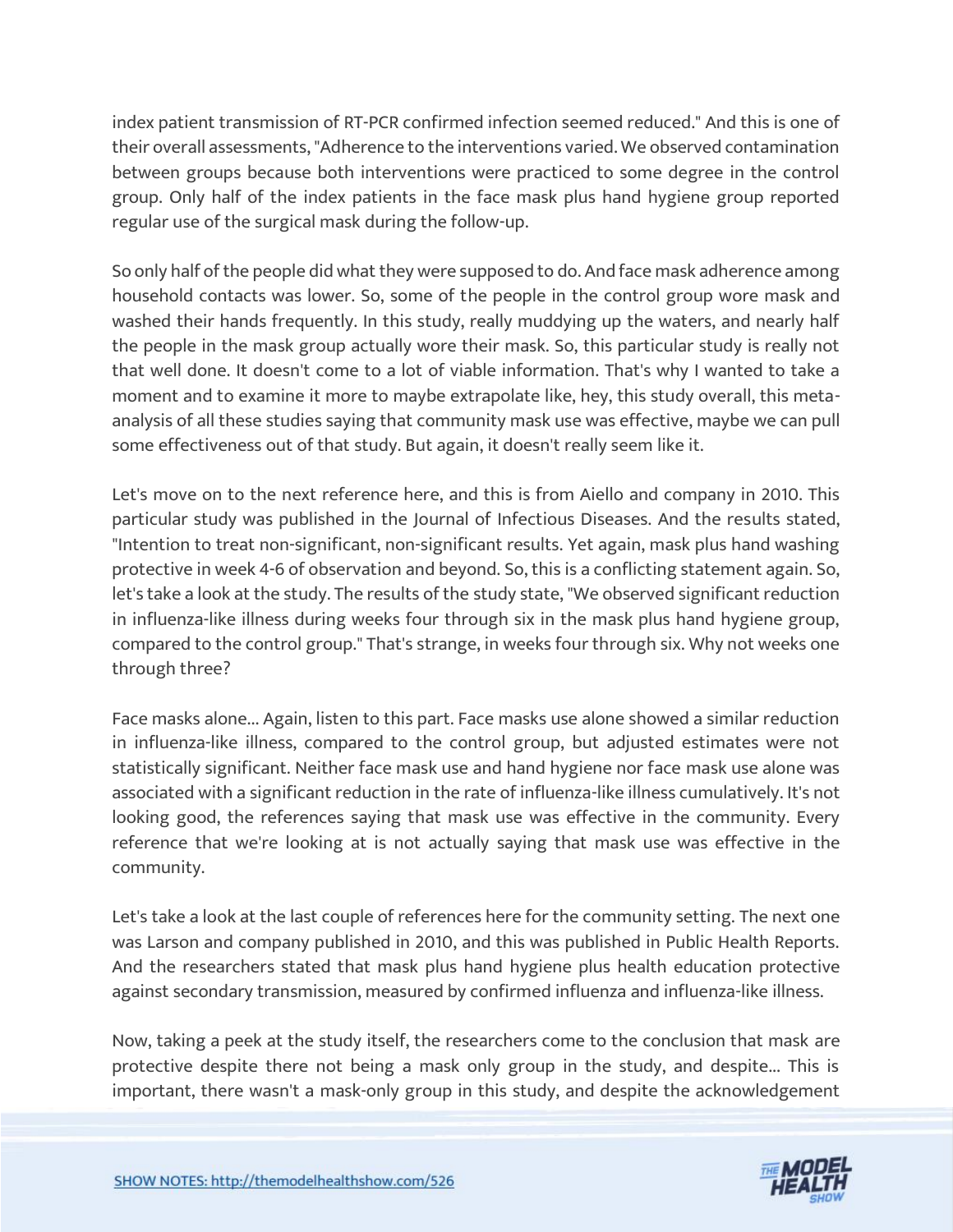index patient transmission of RT-PCR confirmed infection seemed reduced." And this is one of their overall assessments, "Adherence to the interventions varied. We observed contamination between groups because both interventions were practiced to some degree in the control group. Only half of the index patients in the face mask plus hand hygiene group reported regular use of the surgical mask during the follow-up.

So only half of the people did what they were supposed to do. And face mask adherence among household contacts was lower. So, some of the people in the control group wore mask and washed their hands frequently. In this study, really muddying up the waters, and nearly half the people in the mask group actually wore their mask. So, this particular study is really not that well done. It doesn't come to a lot of viable information. That's why I wanted to take a moment and to examine it more to maybe extrapolate like, hey, this study overall, this meta-analysis of all these studies saying that community mask use was effective, maybe we can pull some effectiveness out of that study. But again, it doesn't really seem like it.

Let's move on to the next reference here, and this is from Aiello and company in 2010. This particular study was published in the Journal of Infectious Diseases. And the results stated, "Intention to treat non-significant, non-significant results. Yet again, mask plus hand washing protective in week 4-6 of observation and beyond. So, this is a conflicting statement again. So, let's take a look at the study. The results of the study state, "We observed significant reduction in influenza-like illness during weeks four through six in the mask plus hand hygiene group, compared to the control group." That's strange, in weeks four through six. Why not weeks one through three?

Face masks alone... Again, listen to this part. Face masks use alone showed a similar reduction in influenza-like illness, compared to the control group, but adjusted estimates were not statistically significant. Neither face mask use and hand hygiene nor face mask use alone was associated with a significant reduction in the rate of influenza-like illness cumulatively. It's not looking good, the references saying that mask use was effective in the community. Every reference that we're looking at is not actually saying that mask use was effective in the community.

Let's take a look at the last couple of references here for the community setting. The next one was Larson and company published in 2010, and this was published in Public Health Reports. And the researchers stated that mask plus hand hygiene plus health education protective against secondary transmission, measured by confirmed influenza and influenza-like illness.

Now, taking a peek at the study itself, the researchers come to the conclusion that mask are protective despite there not being a mask only group in the study, and despite... This is important, there wasn't a mask-only group in this study, and despite the acknowledgement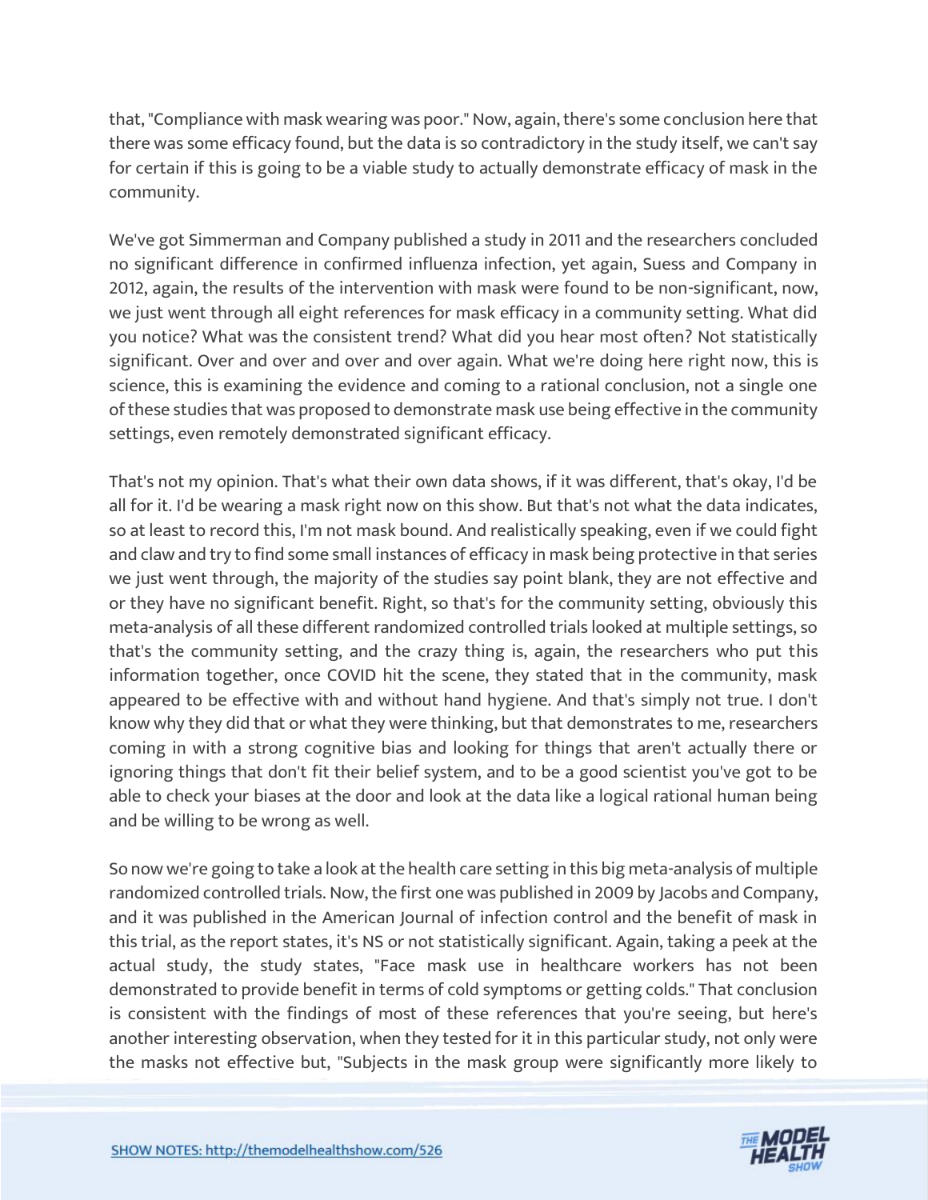that, "Compliance with mask wearing was poor." Now, again, there's some conclusion here that there was some efficacy found, but the data is so contradictory in the study itself, we can't say for certain if this is going to be a viable study to actually demonstrate efficacy of mask in the community.

We've got Simmerman and Company published a study in 2011 and the researchers concluded no significant difference in confirmed influenza infection, yet again, Suess and Company in 2012, again, the results of the intervention with mask were found to be non-significant, now, we just went through all eight references for mask efficacy in a community setting. What did you notice? What was the consistent trend? What did you hear most often? Not statistically significant. Over and over and over and over again. What we're doing here right now, this is science, this is examining the evidence and coming to a rational conclusion, not a single one of these studies that was proposed to demonstrate mask use being effective in the community settings, even remotely demonstrated significant efficacy.

That's not my opinion. That's what their own data shows, if it was different, that's okay, I'd be all for it. I'd be wearing a mask right now on this show. But that's not what the data indicates, so at least to record this, I'm not mask bound. And realistically speaking, even if we could fight and claw and try to find some small instances of efficacy in mask being protective in that series we just went through, the majority of the studies say point blank, they are not effective and or they have no significant benefit. Right, so that's for the community setting, obviously this meta-analysis of all these different randomized controlled trials looked at multiple settings, so that's the community setting, and the crazy thing is, again, the researchers who put this information together, once COVID hit the scene, they stated that in the community, mask appeared to be effective with and without hand hygiene. And that's simply not true. I don't know why they did that or what they were thinking, but that demonstrates to me, researchers coming in with a strong cognitive bias and looking for things that aren't actually there or ignoring things that don't fit their belief system, and to be a good scientist you've got to be able to check your biases at the door and look at the data like a logical rational human being and be willing to be wrong as well.

So now we're going to take a look at the health care setting in this big meta-analysis of multiple randomized controlled trials. Now, the first one was published in 2009 by Jacobs and Company, and it was published in the American Journal of infection control and the benefit of mask in this trial, as the report states, it's NS or not statistically significant. Again, taking a peek at the actual study, the study states, "Face mask use in healthcare workers has not been demonstrated to provide benefit in terms of cold symptoms or getting colds." That conclusion is consistent with the findings of most of these references that you're seeing, but here's another interesting observation, when they tested for it in this particular study, not only were the masks not effective but, "Subjects in the mask group were significantly more likely to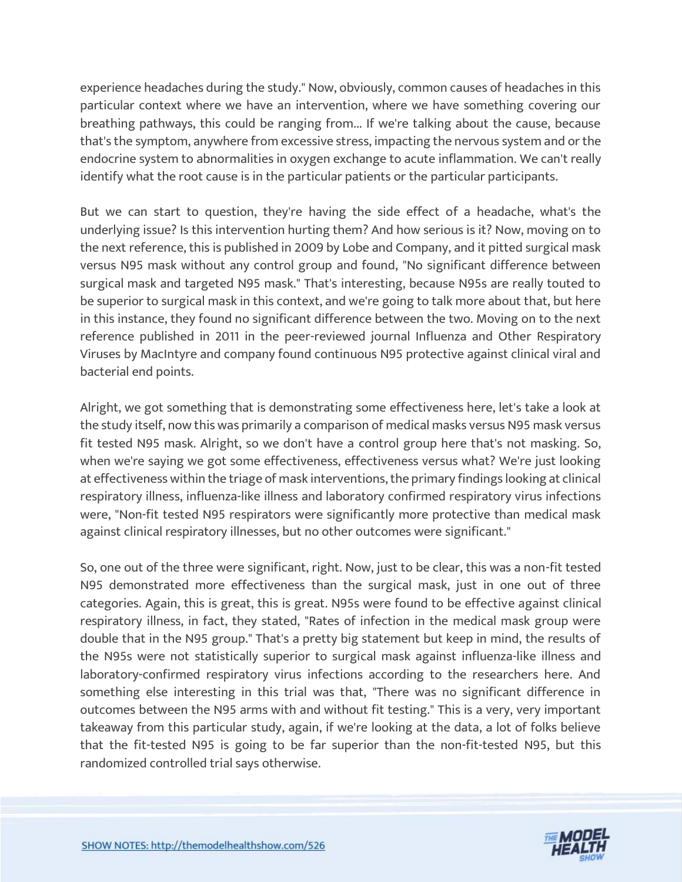experience headaches during the study." Now, obviously, common causes of headaches in this particular context where we have an intervention, where we have something covering our breathing pathways, this could be ranging from... If we're talking about the cause, because that's the symptom, anywhere from excessive stress, impacting the nervous system and or the endocrine system to abnormalities in oxygen exchange to acute inflammation. We can't really identify what the root cause is in the particular patients or the particular participants.

But we can start to question, they're having the side effect of a headache, what's the underlying issue? Is this intervention hurting them? And how serious is it? Now, moving on to the next reference, this is published in 2009 by Lobe and Company, and it pitted surgical mask versus N95 mask without any control group and found, "No significant difference between surgical mask and targeted N95 mask." That's interesting, because N95s are really touted to be superior to surgical mask in this context, and we're going to talk more about that, but here in this instance, they found no significant difference between the two. Moving on to the next reference published in 2011 in the peer-reviewed journal Influenza and Other Respiratory Viruses by MacIntyre and company found continuous N95 protective against clinical viral and bacterial end points.

Alright, we got something that is demonstrating some effectiveness here, let's take a look at the study itself, now this was primarily a comparison of medical masks versus N95 mask versus fit tested N95 mask. Alright, so we don't have a control group here that's not masking. So, when we're saying we got some effectiveness, effectiveness versus what? We're just looking at effectiveness within the triage of mask interventions, the primary findings looking at clinical respiratory illness, influenza-like illness and laboratory confirmed respiratory virus infections were, "Non-fit tested N95 respirators were significantly more protective than medical mask against clinical respiratory illnesses, but no other outcomes were significant."

So, one out of the three were significant, right. Now, just to be clear, this was a non-fit tested N95 demonstrated more effectiveness than the surgical mask, just in one out of three categories. Again, this is great, this is great. N95s were found to be effective against clinical respiratory illness, in fact, they stated, "Rates of infection in the medical mask group were double that in the N95 group." That's a pretty big statement but keep in mind, the results of the N95s were not statistically superior to surgical mask against influenza-like illness and laboratory-confirmed respiratory virus infections according to the researchers here. And something else interesting in this trial was that, "There was no significant difference in outcomes between the N95 arms with and without fit testing." This is a very, very important takeaway from this particular study, again, if we're looking at the data, a lot of folks believe that the fit-tested N95 is going to be far superior than the non-fit-tested N95, but this randomized controlled trial says otherwise.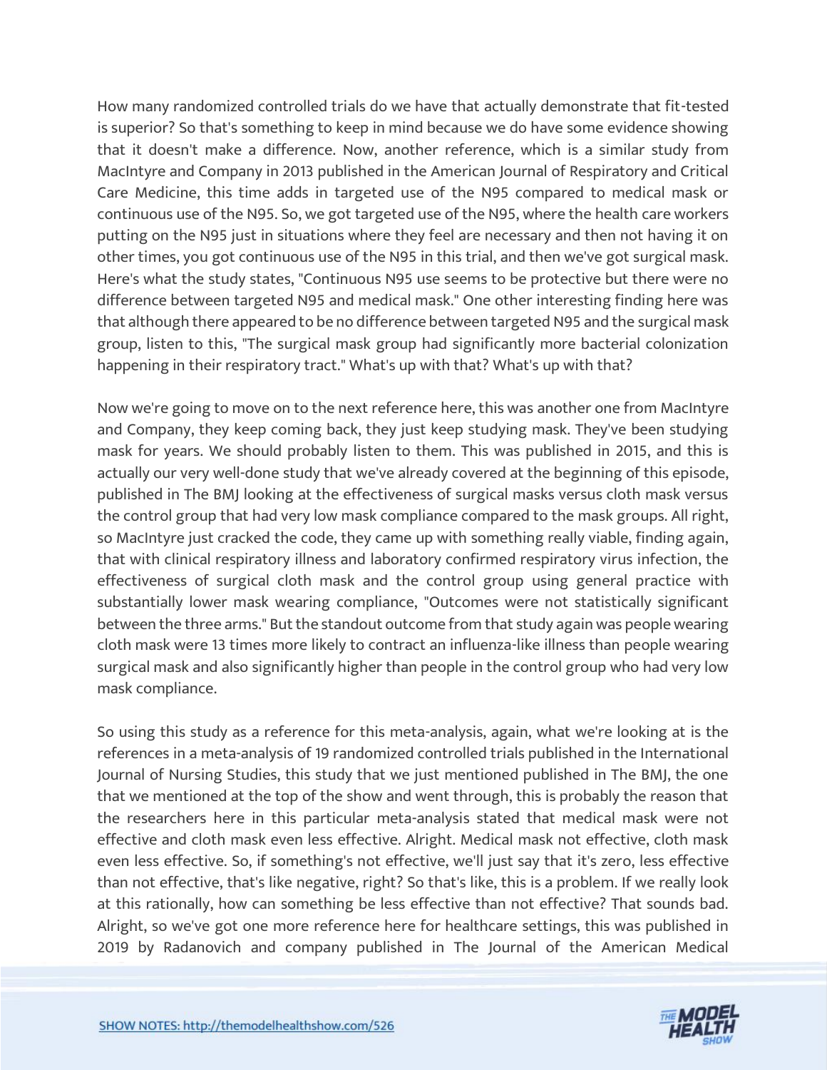How many randomized controlled trials do we have that actually demonstrate that fit-tested is superior? So that's something to keep in mind because we do have some evidence showing that it doesn't make a difference. Now, another reference, which is a similar study from MacIntyre and Company in 2013 published in the American Journal of Respiratory and Critical Care Medicine, this time adds in targeted use of the N95 compared to medical mask or continuous use of the N95. So, we got targeted use of the N95, where the health care workers putting on the N95 just in situations where they feel are necessary and then not having it on other times, you got continuous use of the N95 in this trial, and then we've got surgical mask. Here's what the study states, "Continuous N95 use seems to be protective but there were no difference between targeted N95 and medical mask." One other interesting finding here was that although there appeared to be no difference between targeted N95 and the surgical mask group, listen to this, "The surgical mask group had significantly more bacterial colonization happening in their respiratory tract." What's up with that? What's up with that?

Now we're going to move on to the next reference here, this was another one from MacIntyre and Company, they keep coming back, they just keep studying mask. They've been studying mask for years. We should probably listen to them. This was published in 2015, and this is actually our very well-done study that we've already covered at the beginning of this episode, published in The BMJ looking at the effectiveness of surgical masks versus cloth mask versus the control group that had very low mask compliance compared to the mask groups. All right, so MacIntyre just cracked the code, they came up with something really viable, finding again, that with clinical respiratory illness and laboratory confirmed respiratory virus infection, the effectiveness of surgical cloth mask and the control group using general practice with substantially lower mask wearing compliance, "Outcomes were not statistically significant between the three arms." But the standout outcome from that study again was people wearing cloth mask were 13 times more likely to contract an influenza-like illness than people wearing surgical mask and also significantly higher than people in the control group who had very low mask compliance.

So using this study as a reference for this meta-analysis, again, what we're looking at is the references in a meta-analysis of 19 randomized controlled trials published in the International Journal of Nursing Studies, this study that we just mentioned published in The BMJ, the one that we mentioned at the top of the show and went through, this is probably the reason that the researchers here in this particular meta-analysis stated that medical mask were not effective and cloth mask even less effective. Alright. Medical mask not effective, cloth mask even less effective. So, if something's not effective, we'll just say that it's zero, less effective than not effective, that's like negative, right? So that's like, this is a problem. If we really look at this rationally, how can something be less effective than not effective? That sounds bad. Alright, so we've got one more reference here for healthcare settings, this was published in 2019 by Radanovich and company published in The Journal of the American Medical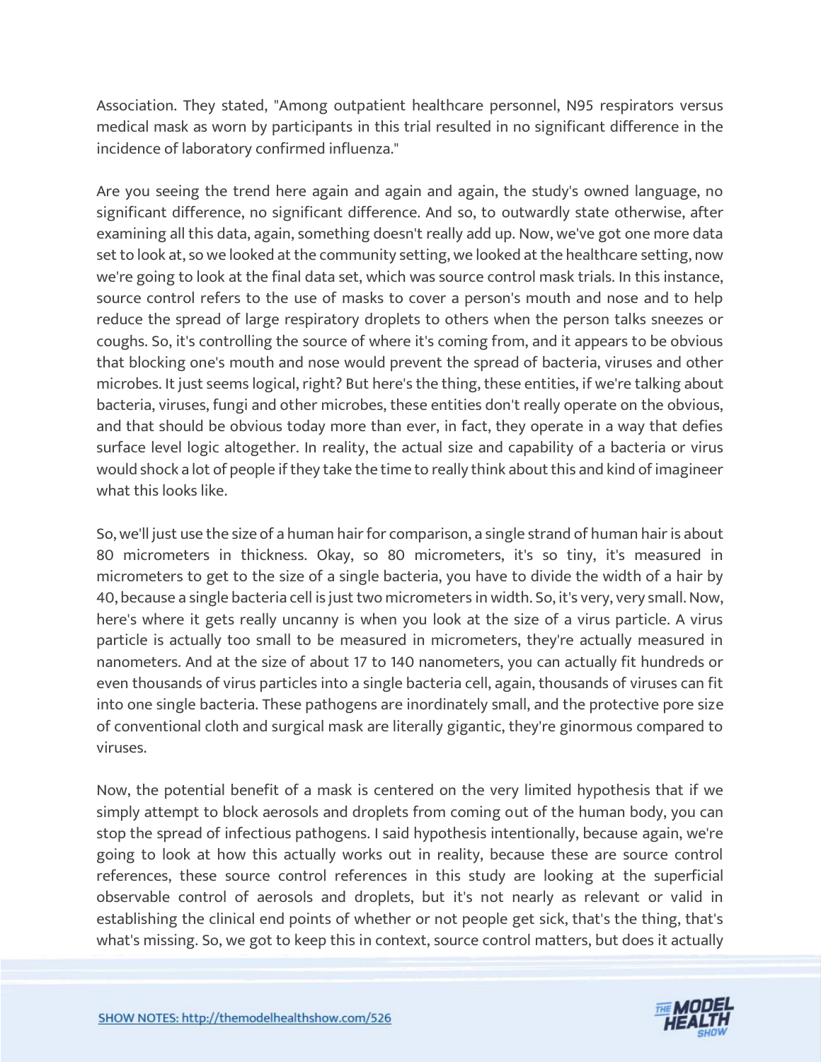Association. They stated, "Among outpatient healthcare personnel, N95 respirators versus medical mask as worn by participants in this trial resulted in no significant difference in the incidence of laboratory confirmed influenza."

Are you seeing the trend here again and again and again, the study's owned language, no significant difference, no significant difference. And so, to outwardly state otherwise, after examining all this data, again, something doesn't really add up. Now, we've got one more data set to look at, so we looked at the community setting, we looked at the healthcare setting, now we're going to look at the final data set, which was source control mask trials. In this instance, source control refers to the use of masks to cover a person's mouth and nose and to help reduce the spread of large respiratory droplets to others when the person talks sneezes or coughs. So, it's controlling the source of where it's coming from, and it appears to be obvious that blocking one's mouth and nose would prevent the spread of bacteria, viruses and other microbes. It just seems logical, right? But here's the thing, these entities, if we're talking about bacteria, viruses, fungi and other microbes, these entities don't really operate on the obvious, and that should be obvious today more than ever, in fact, they operate in a way that defies surface level logic altogether. In reality, the actual size and capability of a bacteria or virus would shock a lot of people if they take the time to really think about this and kind of imagineer what this looks like.

So, we'll just use the size of a human hair for comparison, a single strand of human hair is about 80 micrometers in thickness. Okay, so 80 micrometers, it's so tiny, it's measured in micrometers to get to the size of a single bacteria, you have to divide the width of a hair by 40, because a single bacteria cell is just two micrometers in width. So, it's very, very small. Now, here's where it gets really uncanny is when you look at the size of a virus particle. A virus particle is actually too small to be measured in micrometers, they're actually measured in nanometers. And at the size of about 17 to 140 nanometers, you can actually fit hundreds or even thousands of virus particles into a single bacteria cell, again, thousands of viruses can fit into one single bacteria. These pathogens are inordinately small, and the protective pore size of conventional cloth and surgical mask are literally gigantic, they're ginormous compared to viruses.

Now, the potential benefit of a mask is centered on the very limited hypothesis that if we simply attempt to block aerosols and droplets from coming out of the human body, you can stop the spread of infectious pathogens. I said hypothesis intentionally, because again, we're going to look at how this actually works out in reality, because these are source control references, these source control references in this study are looking at the superficial observable control of aerosols and droplets, but it's not nearly as relevant or valid in establishing the clinical end points of whether or not people get sick, that's the thing, that's what's missing. So, we got to keep this in context, source control matters, but does it actually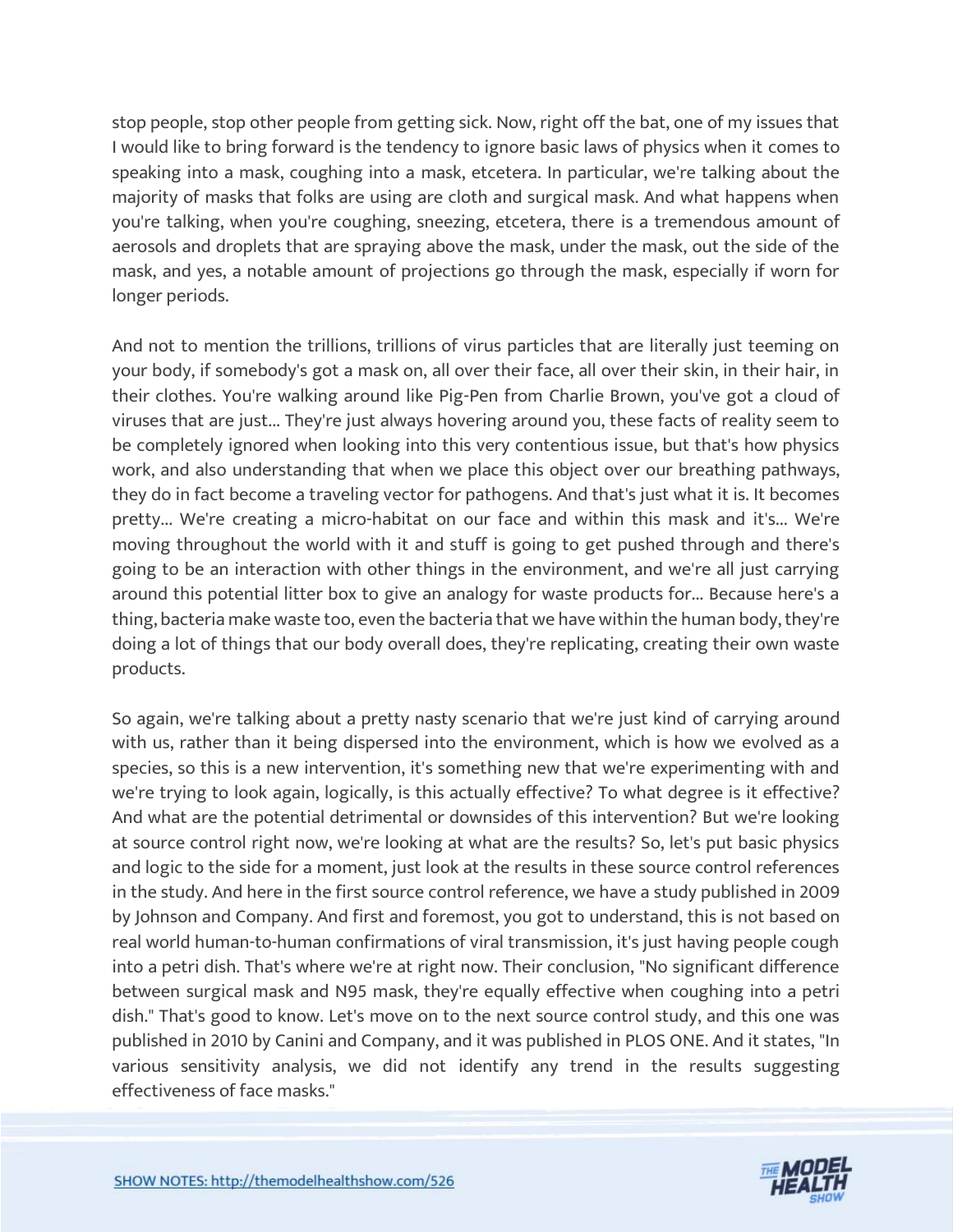stop people, stop other people from getting sick. Now, right off the bat, one of my issues that I would like to bring forward is the tendency to ignore basic laws of physics when it comes to speaking into a mask, coughing into a mask, etcetera. In particular, we're talking about the majority of masks that folks are using are cloth and surgical mask. And what happens when you're talking, when you're coughing, sneezing, etcetera, there is a tremendous amount of aerosols and droplets that are spraying above the mask, under the mask, out the side of the mask, and yes, a notable amount of projections go through the mask, especially if worn for longer periods.

And not to mention the trillions, trillions of virus particles that are literally just teeming on your body, if somebody's got a mask on, all over their face, all over their skin, in their hair, in their clothes. You're walking around like Pig-Pen from Charlie Brown, you've got a cloud of viruses that are just... They're just always hovering around you, these facts of reality seem to be completely ignored when looking into this very contentious issue, but that's how physics work, and also understanding that when we place this object over our breathing pathways, they do in fact become a traveling vector for pathogens. And that's just what it is. It becomes pretty... We're creating a micro-habitat on our face and within this mask and it's... We're moving throughout the world with it and stuff is going to get pushed through and there's going to be an interaction with other things in the environment, and we're all just carrying around this potential litter box to give an analogy for waste products for... Because here's a thing, bacteria make waste too, even the bacteria that we have within the human body, they're doing a lot of things that our body overall does, they're replicating, creating their own waste products.

So again, we're talking about a pretty nasty scenario that we're just kind of carrying around with us, rather than it being dispersed into the environment, which is how we evolved as a species, so this is a new intervention, it's something new that we're experimenting with and we're trying to look again, logically, is this actually effective? To what degree is it effective? And what are the potential detrimental or downsides of this intervention? But we're looking at source control right now, we're looking at what are the results? So, let's put basic physics and logic to the side for a moment, just look at the results in these source control references in the study. And here in the first source control reference, we have a study published in 2009 by Johnson and Company. And first and foremost, you got to understand, this is not based on real world human-to-human confirmations of viral transmission, it's just having people cough into a petri dish. That's where we're at right now. Their conclusion, "No significant difference between surgical mask and N95 mask, they're equally effective when coughing into a petri dish." That's good to know. Let's move on to the next source control study, and this one was published in 2010 by Canini and Company, and it was published in PLOS ONE. And it states, "In various sensitivity analysis, we did not identify any trend in the results suggesting effectiveness of face masks."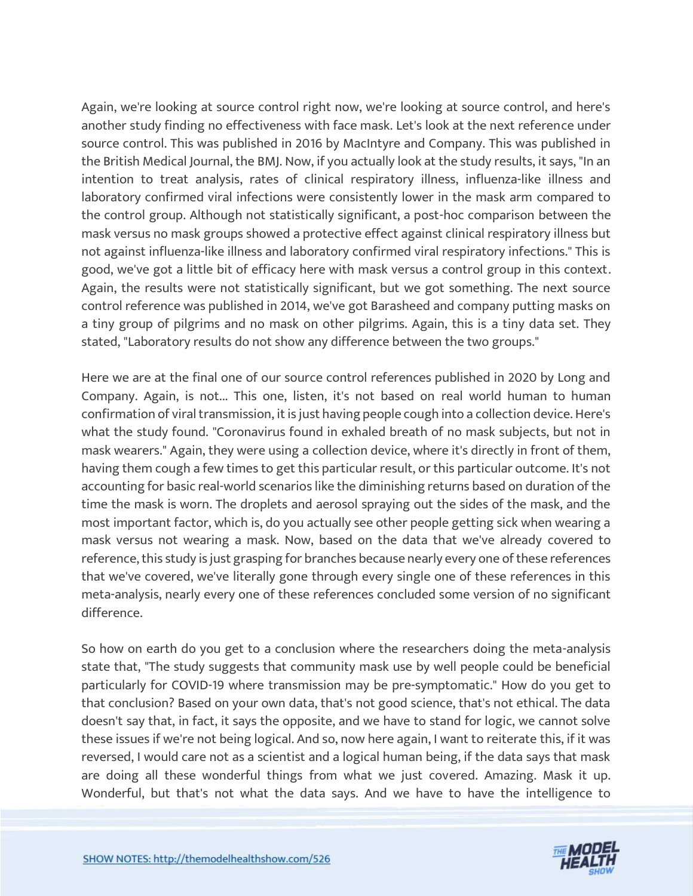Again, we're looking at source control right now, we're looking at source control, and here's another study finding no effectiveness with face mask. Let's look at the next reference under source control. This was published in 2016 by MacIntyre and Company. This was published in the British Medical Journal, the BMJ. Now, if you actually look at the study results, it says, "In an intention to treat analysis, rates of clinical respiratory illness, influenza-like illness and laboratory confirmed viral infections were consistently lower in the mask arm compared to the control group. Although not statistically significant, a post-hoc comparison between the mask versus no mask groups showed a protective effect against clinical respiratory illness but not against influenza-like illness and laboratory confirmed viral respiratory infections." This is good, we've got a little bit of efficacy here with mask versus a control group in this context. Again, the results were not statistically significant, but we got something. The next source control reference was published in 2014, we've got Barasheed and company putting masks on a tiny group of pilgrims and no mask on other pilgrims. Again, this is a tiny data set. They stated, "Laboratory results do not show any difference between the two groups."

Here we are at the final one of our source control references published in 2020 by Long and Company. Again, is not... This one, listen, it's not based on real world human to human confirmation of viral transmission, it is just having people cough into a collection device. Here's what the study found. "Coronavirus found in exhaled breath of no mask subjects, but not in mask wearers." Again, they were using a collection device, where it's directly in front of them, having them cough a few times to get this particular result, or this particular outcome. It's not accounting for basic real-world scenarios like the diminishing returns based on duration of the time the mask is worn. The droplets and aerosol spraying out the sides of the mask, and the most important factor, which is, do you actually see other people getting sick when wearing a mask versus not wearing a mask. Now, based on the data that we've already covered to reference, this study is just grasping for branches because nearly every one of these references that we've covered, we've literally gone through every single one of these references in this meta-analysis, nearly every one of these references concluded some version of no significant difference.

So how on earth do you get to a conclusion where the researchers doing the meta-analysis state that, "The study suggests that community mask use by well people could be beneficial particularly for COVID-19 where transmission may be pre-symptomatic." How do you get to that conclusion? Based on your own data, that's not good science, that's not ethical. The data doesn't say that, in fact, it says the opposite, and we have to stand for logic, we cannot solve these issues if we're not being logical. And so, now here again, I want to reiterate this, if it was reversed, I would care not as a scientist and a logical human being, if the data says that mask are doing all these wonderful things from what we just covered. Amazing. Mask it up. Wonderful, but that's not what the data says. And we have to have the intelligence to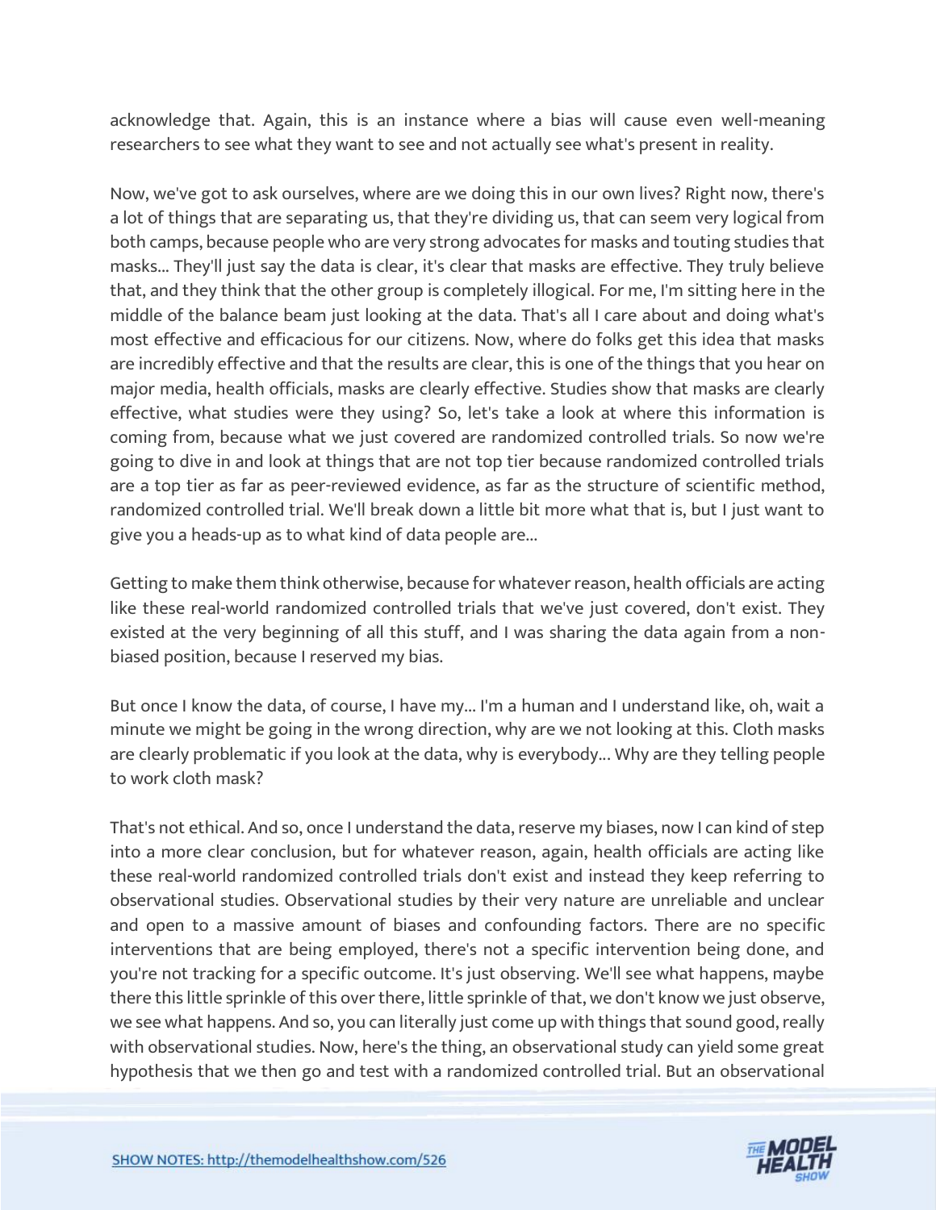acknowledge that. Again, this is an instance where a bias will cause even well-meaning researchers to see what they want to see and not actually see what's present in reality.

Now, we've got to ask ourselves, where are we doing this in our own lives? Right now, there's a lot of things that are separating us, that they're dividing us, that can seem very logical from both camps, because people who are very strong advocates for masks and touting studies that masks... They'll just say the data is clear, it's clear that masks are effective. They truly believe that, and they think that the other group is completely illogical. For me, I'm sitting here in the middle of the balance beam just looking at the data. That's all I care about and doing what's most effective and efficacious for our citizens. Now, where do folks get this idea that masks are incredibly effective and that the results are clear, this is one of the things that you hear on major media, health officials, masks are clearly effective. Studies show that masks are clearly effective, what studies were they using? So, let's take a look at where this information is coming from, because what we just covered are randomized controlled trials. So now we're going to dive in and look at things that are not top tier because randomized controlled trials are a top tier as far as peer-reviewed evidence, as far as the structure of scientific method, randomized controlled trial. We'll break down a little bit more what that is, but I just want to give you a heads-up as to what kind of data people are...

Getting to make them think otherwise, because for whatever reason, health officials are acting like these real-world randomized controlled trials that we've just covered, don't exist. They existed at the very beginning of all this stuff, and I was sharing the data again from a non-biased position, because I reserved my bias.

But once I know the data, of course, I have my... I'm a human and I understand like, oh, wait a minute we might be going in the wrong direction, why are we not looking at this. Cloth masks are clearly problematic if you look at the data, why is everybody... Why are they telling people to work cloth mask?

That's not ethical. And so, once I understand the data, reserve my biases, now I can kind of step into a more clear conclusion, but for whatever reason, again, health officials are acting like these real-world randomized controlled trials don't exist and instead they keep referring to observational studies. Observational studies by their very nature are unreliable and unclear and open to a massive amount of biases and confounding factors. There are no specific interventions that are being employed, there's not a specific intervention being done, and you're not tracking for a specific outcome. It's just observing. We'll see what happens, maybe there this little sprinkle of this over there, little sprinkle of that, we don't know we just observe, we see what happens. And so, you can literally just come up with things that sound good, really with observational studies. Now, here's the thing, an observational study can yield some great hypothesis that we then go and test with a randomized controlled trial. But an observational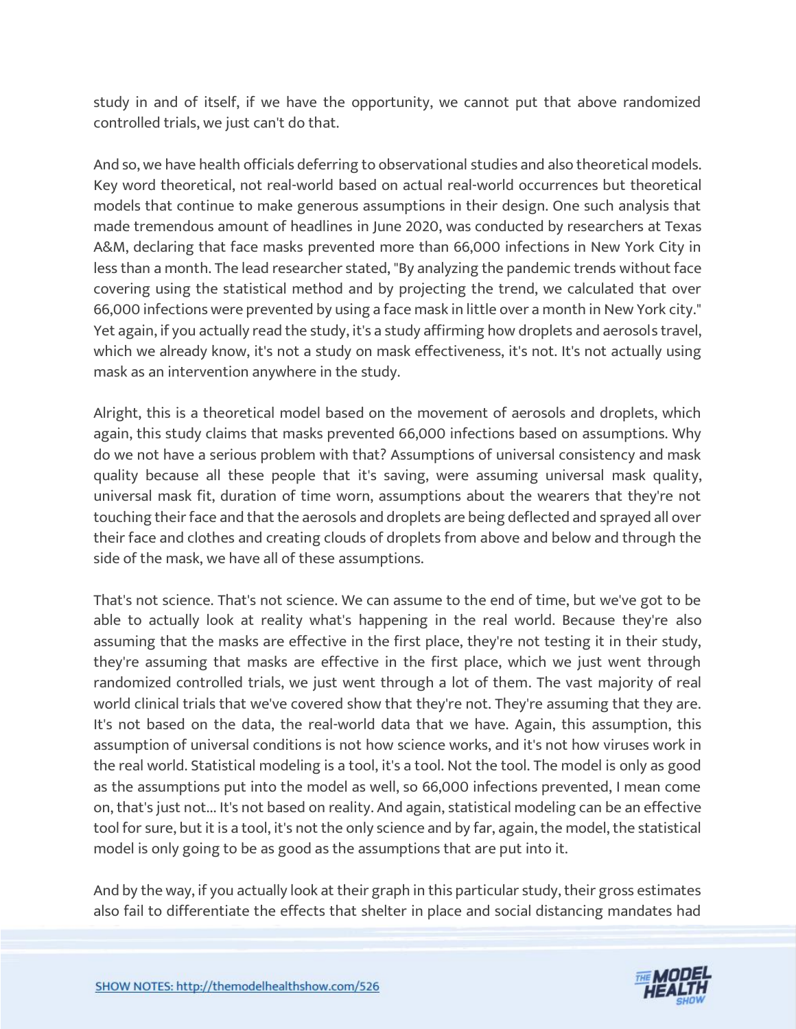study in and of itself, if we have the opportunity, we cannot put that above randomized controlled trials, we just can't do that.

And so, we have health officials deferring to observational studies and also theoretical models. Key word theoretical, not real-world based on actual real-world occurrences but theoretical models that continue to make generous assumptions in their design. One such analysis that made tremendous amount of headlines in June 2020, was conducted by researchers at Texas A&M, declaring that face masks prevented more than 66,000 infections in New York City in less than a month. The lead researcher stated, "By analyzing the pandemic trends without face covering using the statistical method and by projecting the trend, we calculated that over 66,000 infections were prevented by using a face mask in little over a month in New York city." Yet again, if you actually read the study, it's a study affirming how droplets and aerosols travel, which we already know, it's not a study on mask effectiveness, it's not. It's not actually using mask as an intervention anywhere in the study.

Alright, this is a theoretical model based on the movement of aerosols and droplets, which again, this study claims that masks prevented 66,000 infections based on assumptions. Why do we not have a serious problem with that? Assumptions of universal consistency and mask quality because all these people that it's saving, were assuming universal mask quality, universal mask fit, duration of time worn, assumptions about the wearers that they're not touching their face and that the aerosols and droplets are being deflected and sprayed all over their face and clothes and creating clouds of droplets from above and below and through the side of the mask, we have all of these assumptions.

That's not science. That's not science. We can assume to the end of time, but we've got to be able to actually look at reality what's happening in the real world. Because they're also assuming that the masks are effective in the first place, they're not testing it in their study, they're assuming that masks are effective in the first place, which we just went through randomized controlled trials, we just went through a lot of them. The vast majority of real world clinical trials that we've covered show that they're not. They're assuming that they are. It's not based on the data, the real-world data that we have. Again, this assumption, this assumption of universal conditions is not how science works, and it's not how viruses work in the real world. Statistical modeling is a tool, it's a tool. Not the tool. The model is only as good as the assumptions put into the model as well, so 66,000 infections prevented, I mean come on, that's just not... It's not based on reality. And again, statistical modeling can be an effective tool for sure, but it is a tool, it's not the only science and by far, again, the model, the statistical model is only going to be as good as the assumptions that are put into it.

And by the way, if you actually look at their graph in this particular study, their gross estimates also fail to differentiate the effects that shelter in place and social distancing mandates had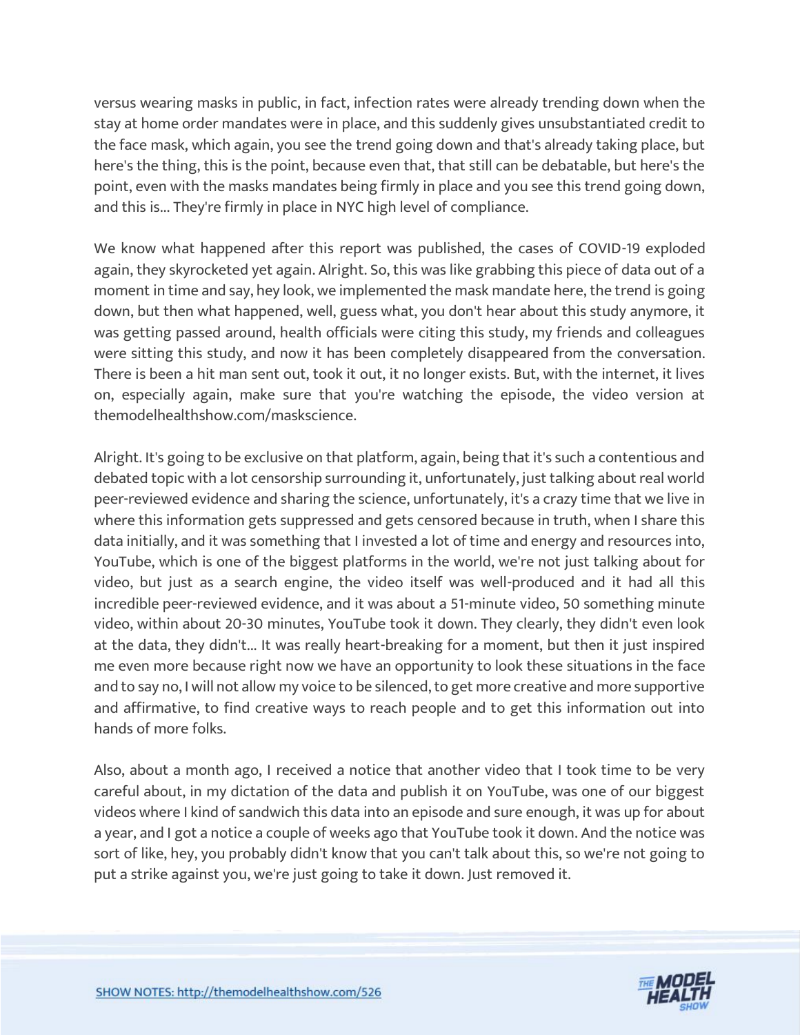versus wearing masks in public, in fact, infection rates were already trending down when the stay at home order mandates were in place, and this suddenly gives unsubstantiated credit to the face mask, which again, you see the trend going down and that's already taking place, but here's the thing, this is the point, because even that, that still can be debatable, but here's the point, even with the masks mandates being firmly in place and you see this trend going down, and this is... They're firmly in place in NYC high level of compliance.

We know what happened after this report was published, the cases of COVID-19 exploded again, they skyrocketed yet again. Alright. So, this was like grabbing this piece of data out of a moment in time and say, hey look, we implemented the mask mandate here, the trend is going down, but then what happened, well, guess what, you don't hear about this study anymore, it was getting passed around, health officials were citing this study, my friends and colleagues were sitting this study, and now it has been completely disappeared from the conversation. There is been a hit man sent out, took it out, it no longer exists. But, with the internet, it lives on, especially again, make sure that you're watching the episode, the video version at themodelhealthshow.com/maskscience.

Alright. It's going to be exclusive on that platform, again, being that it's such a contentious and debated topic with a lot censorship surrounding it, unfortunately, just talking about real world peer-reviewed evidence and sharing the science, unfortunately, it's a crazy time that we live in where this information gets suppressed and gets censored because in truth, when I share this data initially, and it was something that I invested a lot of time and energy and resources into, YouTube, which is one of the biggest platforms in the world, we're not just talking about for video, but just as a search engine, the video itself was well-produced and it had all this incredible peer-reviewed evidence, and it was about a 51-minute video, 50 something minute video, within about 20-30 minutes, YouTube took it down. They clearly, they didn't even look at the data, they didn't... It was really heart-breaking for a moment, but then it just inspired me even more because right now we have an opportunity to look these situations in the face and to say no, I will not allow my voice to be silenced, to get more creative and more supportive and affirmative, to find creative ways to reach people and to get this information out into hands of more folks.

Also, about a month ago, I received a notice that another video that I took time to be very careful about, in my dictation of the data and publish it on YouTube, was one of our biggest videos where I kind of sandwich this data into an episode and sure enough, it was up for about a year, and I got a notice a couple of weeks ago that YouTube took it down. And the notice was sort of like, hey, you probably didn't know that you can't talk about this, so we're not going to put a strike against you, we're just going to take it down. Just removed it.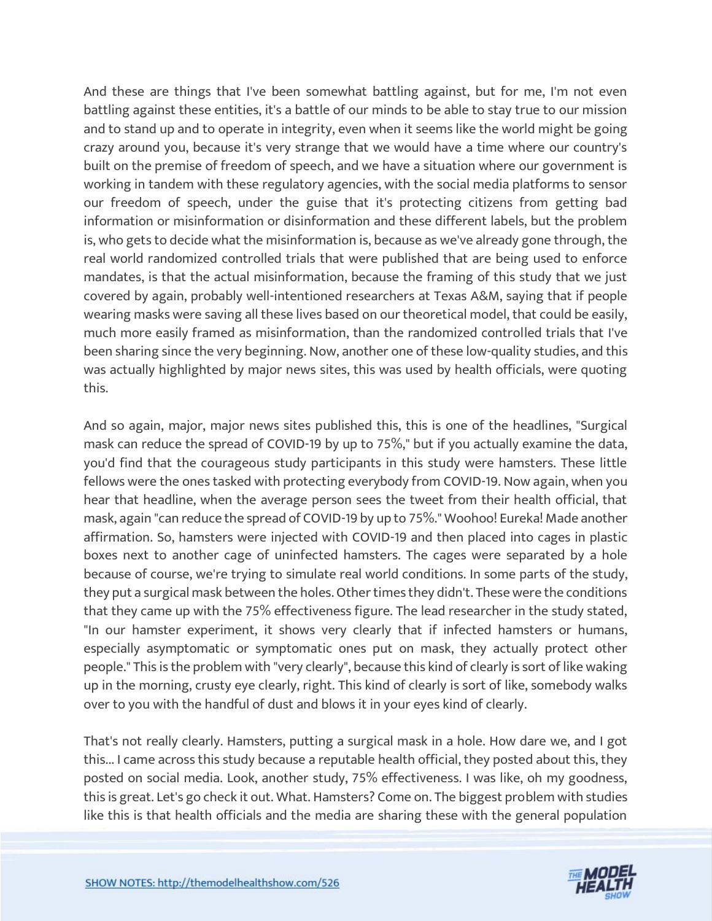And these are things that I've been somewhat battling against, but for me, I'm not even battling against these entities, it's a battle of our minds to be able to stay true to our mission and to stand up and to operate in integrity, even when it seems like the world might be going crazy around you, because it's very strange that we would have a time where our country's built on the premise of freedom of speech, and we have a situation where our government is working in tandem with these regulatory agencies, with the social media platforms to sensor our freedom of speech, under the guise that it's protecting citizens from getting bad information or misinformation or disinformation and these different labels, but the problem is, who gets to decide what the misinformation is, because as we've already gone through, the real world randomized controlled trials that were published that are being used to enforce mandates, is that the actual misinformation, because the framing of this study that we just covered by again, probably well-intentioned researchers at Texas A&M, saying that if people wearing masks were saving all these lives based on our theoretical model, that could be easily, much more easily framed as misinformation, than the randomized controlled trials that I've been sharing since the very beginning. Now, another one of these low-quality studies, and this was actually highlighted by major news sites, this was used by health officials, were quoting this.

And so again, major, major news sites published this, this is one of the headlines, "Surgical mask can reduce the spread of COVID-19 by up to 75%," but if you actually examine the data, you'd find that the courageous study participants in this study were hamsters. These little fellows were the ones tasked with protecting everybody from COVID-19. Now again, when you hear that headline, when the average person sees the tweet from their health official, that mask, again "can reduce the spread of COVID-19 by up to 75%." Woohoo! Eureka! Made another affirmation. So, hamsters were injected with COVID-19 and then placed into cages in plastic boxes next to another cage of uninfected hamsters. The cages were separated by a hole because of course, we're trying to simulate real world conditions. In some parts of the study, they put a surgical mask between the holes. Other times they didn't. These were the conditions that they came up with the 75% effectiveness figure. The lead researcher in the study stated, "In our hamster experiment, it shows very clearly that if infected hamsters or humans, especially asymptomatic or symptomatic ones put on mask, they actually protect other people." This is the problem with "very clearly", because this kind of clearly is sort of like waking up in the morning, crusty eye clearly, right. This kind of clearly is sort of like, somebody walks over to you with the handful of dust and blows it in your eyes kind of clearly.

That's not really clearly. Hamsters, putting a surgical mask in a hole. How dare we, and I got this... I came across this study because a reputable health official, they posted about this, they posted on social media. Look, another study, 75% effectiveness. I was like, oh my goodness, this is great. Let's go check it out. What. Hamsters? Come on. The biggest problem with studies like this is that health officials and the media are sharing these with the general population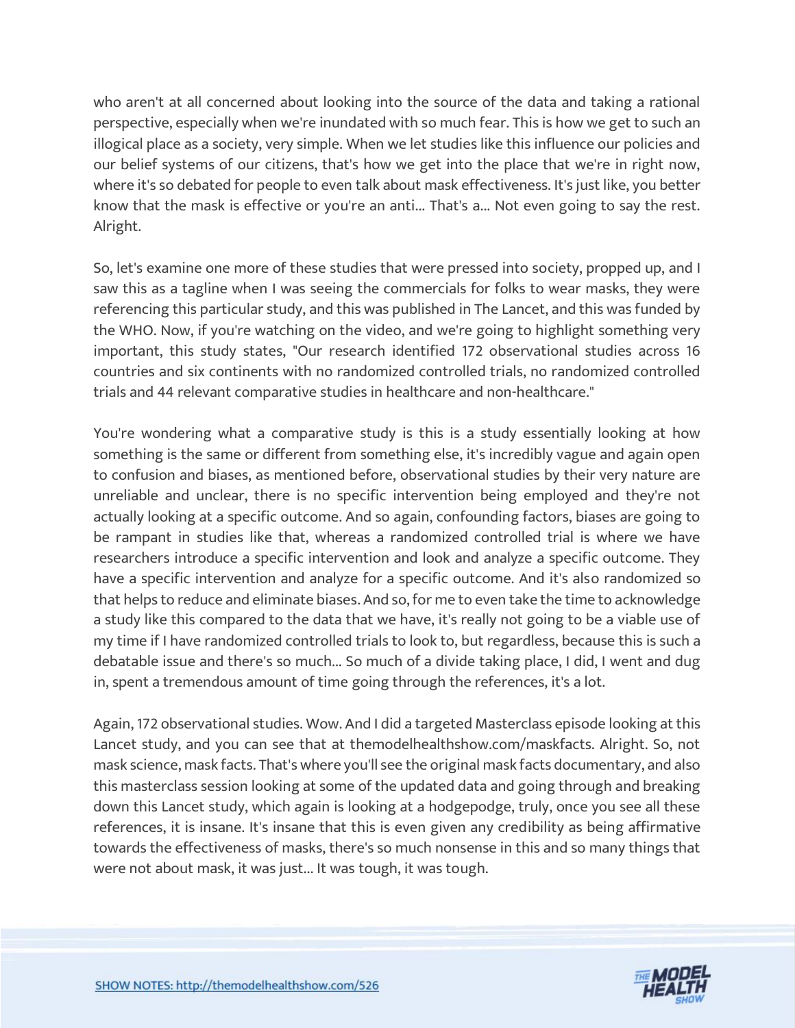who aren't at all concerned about looking into the source of the data and taking a rational perspective, especially when we're inundated with so much fear. This is how we get to such an illogical place as a society, very simple. When we let studies like this influence our policies and our belief systems of our citizens, that's how we get into the place that we're in right now, where it's so debated for people to even talk about mask effectiveness. It's just like, you better know that the mask is effective or you're an anti... That's a... Not even going to say the rest. Alright.

So, let's examine one more of these studies that were pressed into society, propped up, and I saw this as a tagline when I was seeing the commercials for folks to wear masks, they were referencing this particular study, and this was published in The Lancet, and this was funded by the WHO. Now, if you're watching on the video, and we're going to highlight something very important, this study states, "Our research identified 172 observational studies across 16 countries and six continents with no randomized controlled trials, no randomized controlled trials and 44 relevant comparative studies in healthcare and non-healthcare."

You're wondering what a comparative study is this is a study essentially looking at how something is the same or different from something else, it's incredibly vague and again open to confusion and biases, as mentioned before, observational studies by their very nature are unreliable and unclear, there is no specific intervention being employed and they're not actually looking at a specific outcome. And so again, confounding factors, biases are going to be rampant in studies like that, whereas a randomized controlled trial is where we have researchers introduce a specific intervention and look and analyze a specific outcome. They have a specific intervention and analyze for a specific outcome. And it's also randomized so that helps to reduce and eliminate biases. And so, for me to even take the time to acknowledge a study like this compared to the data that we have, it's really not going to be a viable use of my time if I have randomized controlled trials to look to, but regardless, because this is such a debatable issue and there's so much... So much of a divide taking place, I did, I went and dug in, spent a tremendous amount of time going through the references, it's a lot.

Again, 172 observational studies. Wow. And I did a targeted Masterclass episode looking at this Lancet study, and you can see that at themodelhealthshow.com/maskfacts. Alright. So, not mask science, mask facts. That's where you'll see the original mask facts documentary, and also this masterclass session looking at some of the updated data and going through and breaking down this Lancet study, which again is looking at a hodgepodge, truly, once you see all these references, it is insane. It's insane that this is even given any credibility as being affirmative towards the effectiveness of masks, there's so much nonsense in this and so many things that were not about mask, it was just... It was tough, it was tough.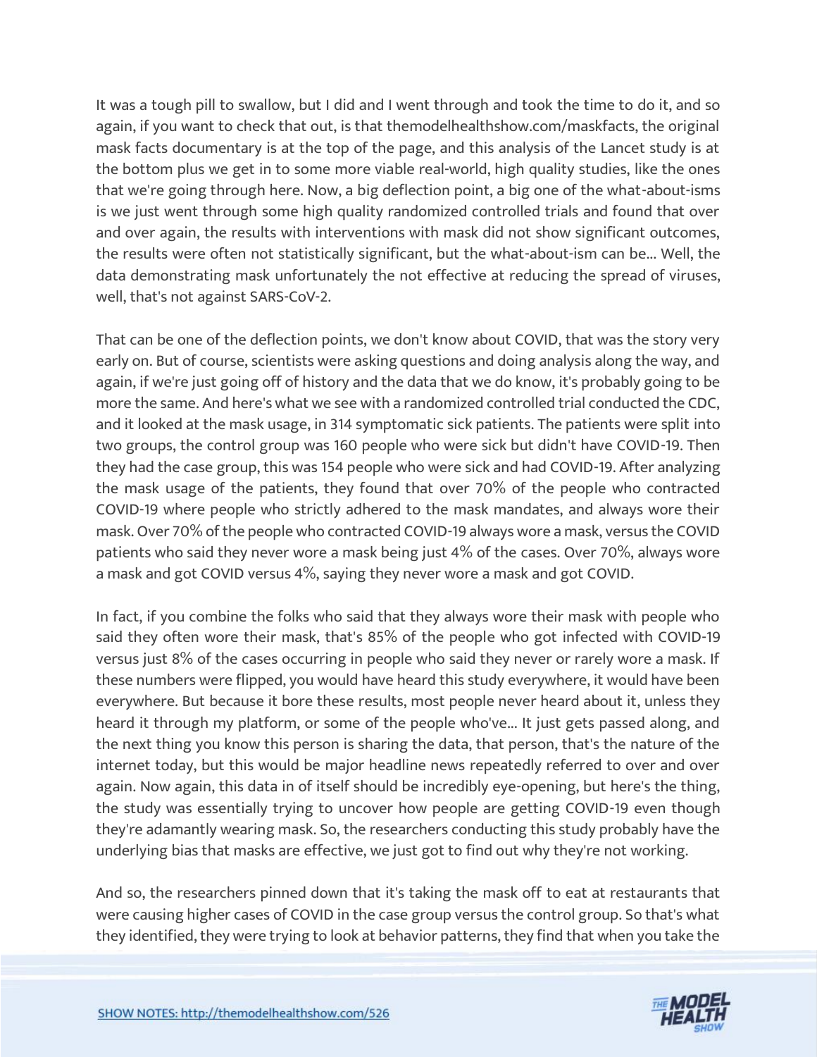It was a tough pill to swallow, but I did and I went through and took the time to do it, and so again, if you want to check that out, is that themodelhealthshow.com/maskfacts, the original mask facts documentary is at the top of the page, and this analysis of the Lancet study is at the bottom plus we get in to some more viable real-world, high quality studies, like the ones that we're going through here. Now, a big deflection point, a big one of the what-about-isms is we just went through some high quality randomized controlled trials and found that over and over again, the results with interventions with mask did not show significant outcomes, the results were often not statistically significant, but the what-about-ism can be... Well, the data demonstrating mask unfortunately the not effective at reducing the spread of viruses, well, that's not against SARS-CoV-2.

That can be one of the deflection points, we don't know about COVID, that was the story very early on. But of course, scientists were asking questions and doing analysis along the way, and again, if we're just going off of history and the data that we do know, it's probably going to be more the same. And here's what we see with a randomized controlled trial conducted the CDC, and it looked at the mask usage, in 314 symptomatic sick patients. The patients were split into two groups, the control group was 160 people who were sick but didn't have COVID-19. Then they had the case group, this was 154 people who were sick and had COVID-19. After analyzing the mask usage of the patients, they found that over 70% of the people who contracted COVID-19 where people who strictly adhered to the mask mandates, and always wore their mask. Over 70% of the people who contracted COVID-19 always wore a mask, versus the COVID patients who said they never wore a mask being just 4% of the cases. Over 70%, always wore a mask and got COVID versus 4%, saying they never wore a mask and got COVID.

In fact, if you combine the folks who said that they always wore their mask with people who said they often wore their mask, that's 85% of the people who got infected with COVID-19 versus just 8% of the cases occurring in people who said they never or rarely wore a mask. If these numbers were flipped, you would have heard this study everywhere, it would have been everywhere. But because it bore these results, most people never heard about it, unless they heard it through my platform, or some of the people who've... It just gets passed along, and the next thing you know this person is sharing the data, that person, that's the nature of the internet today, but this would be major headline news repeatedly referred to over and over again. Now again, this data in of itself should be incredibly eye-opening, but here's the thing, the study was essentially trying to uncover how people are getting COVID-19 even though they're adamantly wearing mask. So, the researchers conducting this study probably have the underlying bias that masks are effective, we just got to find out why they're not working.

And so, the researchers pinned down that it's taking the mask off to eat at restaurants that were causing higher cases of COVID in the case group versus the control group. So that's what they identified, they were trying to look at behavior patterns, they find that when you take the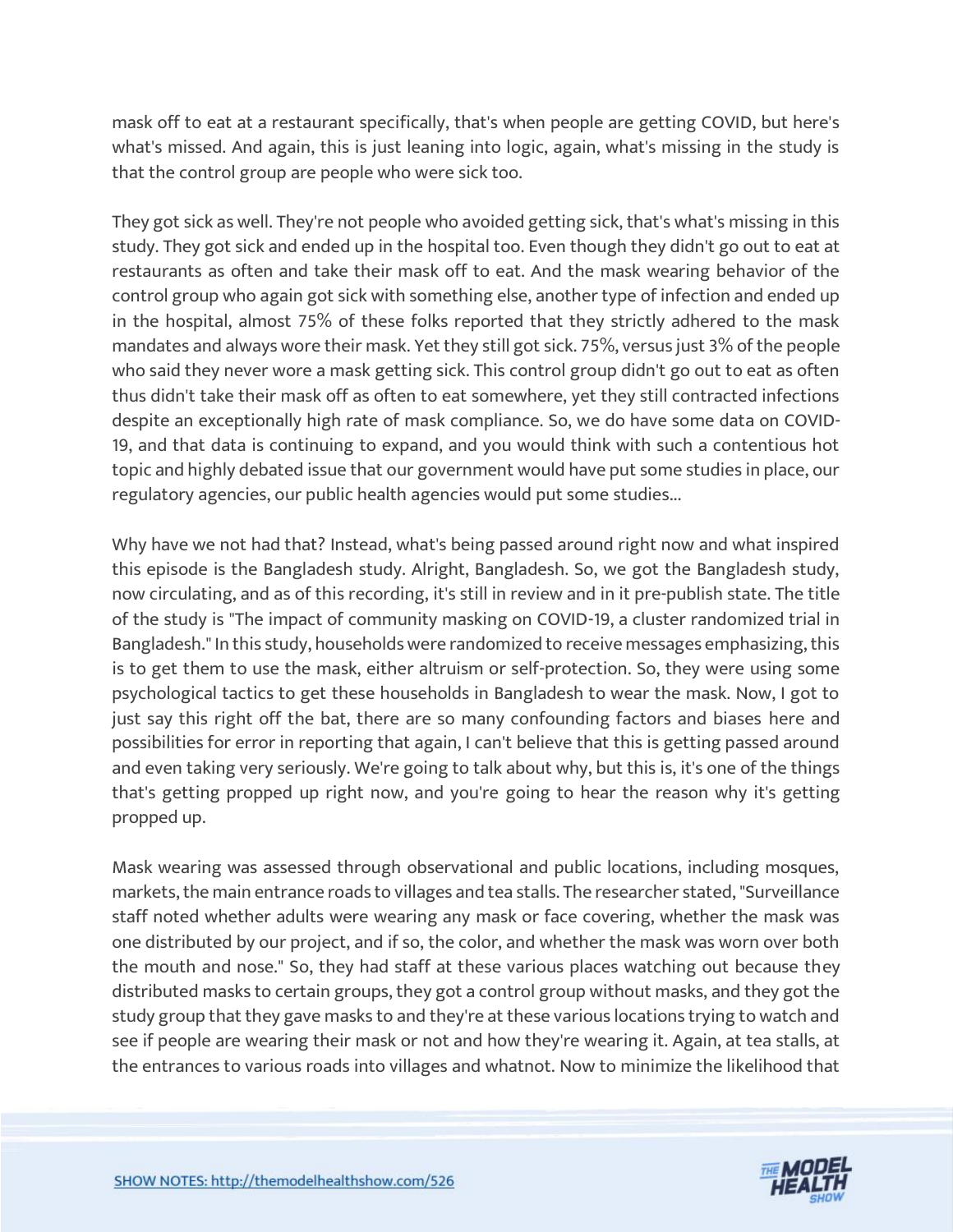mask off to eat at a restaurant specifically, that's when people are getting COVID, but here's what's missed. And again, this is just leaning into logic, again, what's missing in the study is that the control group are people who were sick too.

They got sick as well. They're not people who avoided getting sick, that's what's missing in this study. They got sick and ended up in the hospital too. Even though they didn't go out to eat at restaurants as often and take their mask off to eat. And the mask wearing behavior of the control group who again got sick with something else, another type of infection and ended up in the hospital, almost 75% of these folks reported that they strictly adhered to the mask mandates and always wore their mask. Yet they still got sick. 75%, versus just 3% of the people who said they never wore a mask getting sick. This control group didn't go out to eat as often thus didn't take their mask off as often to eat somewhere, yet they still contracted infections despite an exceptionally high rate of mask compliance. So, we do have some data on COVID-19, and that data is continuing to expand, and you would think with such a contentious hot topic and highly debated issue that our government would have put some studies in place, our regulatory agencies, our public health agencies would put some studies...

Why have we not had that? Instead, what's being passed around right now and what inspired this episode is the Bangladesh study. Alright, Bangladesh. So, we got the Bangladesh study, now circulating, and as of this recording, it's still in review and in it pre-publish state. The title of the study is "The impact of community masking on COVID-19, a cluster randomized trial in Bangladesh." In this study, households were randomized to receive messages emphasizing, this is to get them to use the mask, either altruism or self-protection. So, they were using some psychological tactics to get these households in Bangladesh to wear the mask. Now, I got to just say this right off the bat, there are so many confounding factors and biases here and possibilities for error in reporting that again, I can't believe that this is getting passed around and even taking very seriously. We're going to talk about why, but this is, it's one of the things that's getting propped up right now, and you're going to hear the reason why it's getting propped up.

Mask wearing was assessed through observational and public locations, including mosques, markets, the main entrance roads to villages and tea stalls. The researcher stated, "Surveillance staff noted whether adults were wearing any mask or face covering, whether the mask was one distributed by our project, and if so, the color, and whether the mask was worn over both the mouth and nose." So, they had staff at these various places watching out because they distributed masks to certain groups, they got a control group without masks, and they got the study group that they gave masks to and they're at these various locations trying to watch and see if people are wearing their mask or not and how they're wearing it. Again, at tea stalls, at the entrances to various roads into villages and whatnot. Now to minimize the likelihood that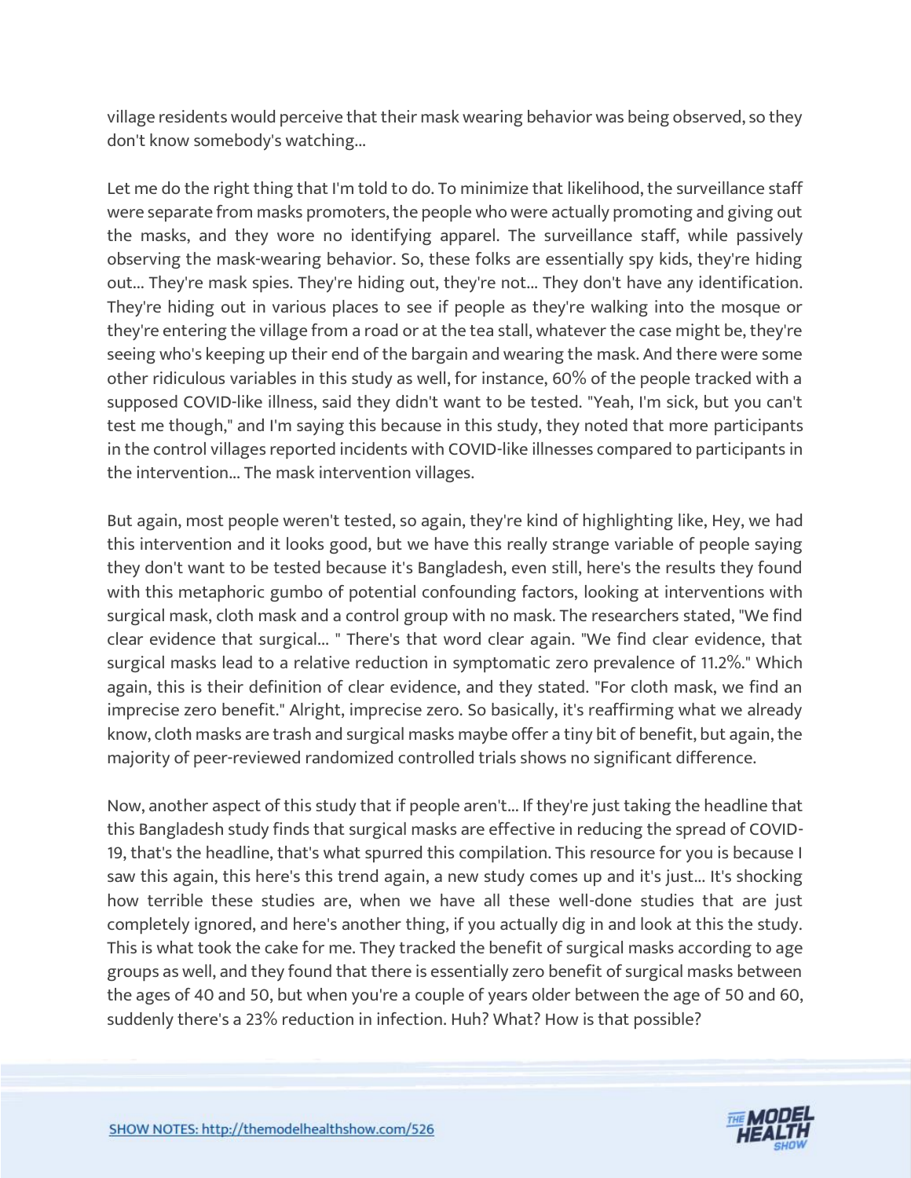village residents would perceive that their mask wearing behavior was being observed, so they don't know somebody's watching...

Let me do the right thing that I'm told to do. To minimize that likelihood, the surveillance staff were separate from masks promoters, the people who were actually promoting and giving out the masks, and they wore no identifying apparel. The surveillance staff, while passively observing the mask-wearing behavior. So, these folks are essentially spy kids, they're hiding out... They're mask spies. They're hiding out, they're not... They don't have any identification. They're hiding out in various places to see if people as they're walking into the mosque or they're entering the village from a road or at the tea stall, whatever the case might be, they're seeing who's keeping up their end of the bargain and wearing the mask. And there were some other ridiculous variables in this study as well, for instance, 60% of the people tracked with a supposed COVID-like illness, said they didn't want to be tested. "Yeah, I'm sick, but you can't test me though," and I'm saying this because in this study, they noted that more participants in the control villages reported incidents with COVID-like illnesses compared to participants in the intervention... The mask intervention villages.

But again, most people weren't tested, so again, they're kind of highlighting like, Hey, we had this intervention and it looks good, but we have this really strange variable of people saying they don't want to be tested because it's Bangladesh, even still, here's the results they found with this metaphoric gumbo of potential confounding factors, looking at interventions with surgical mask, cloth mask and a control group with no mask. The researchers stated, "We find clear evidence that surgical... " There's that word clear again. "We find clear evidence, that surgical masks lead to a relative reduction in symptomatic zero prevalence of 11.2%." Which again, this is their definition of clear evidence, and they stated. "For cloth mask, we find an imprecise zero benefit." Alright, imprecise zero. So basically, it's reaffirming what we already know, cloth masks are trash and surgical masks maybe offer a tiny bit of benefit, but again, the majority of peer-reviewed randomized controlled trials shows no significant difference.

Now, another aspect of this study that if people aren't... If they're just taking the headline that this Bangladesh study finds that surgical masks are effective in reducing the spread of COVID-19, that's the headline, that's what spurred this compilation. This resource for you is because I saw this again, this here's this trend again, a new study comes up and it's just... It's shocking how terrible these studies are, when we have all these well-done studies that are just completely ignored, and here's another thing, if you actually dig in and look at this the study. This is what took the cake for me. They tracked the benefit of surgical masks according to age groups as well, and they found that there is essentially zero benefit of surgical masks between the ages of 40 and 50, but when you're a couple of years older between the age of 50 and 60, suddenly there's a 23% reduction in infection. Huh? What? How is that possible?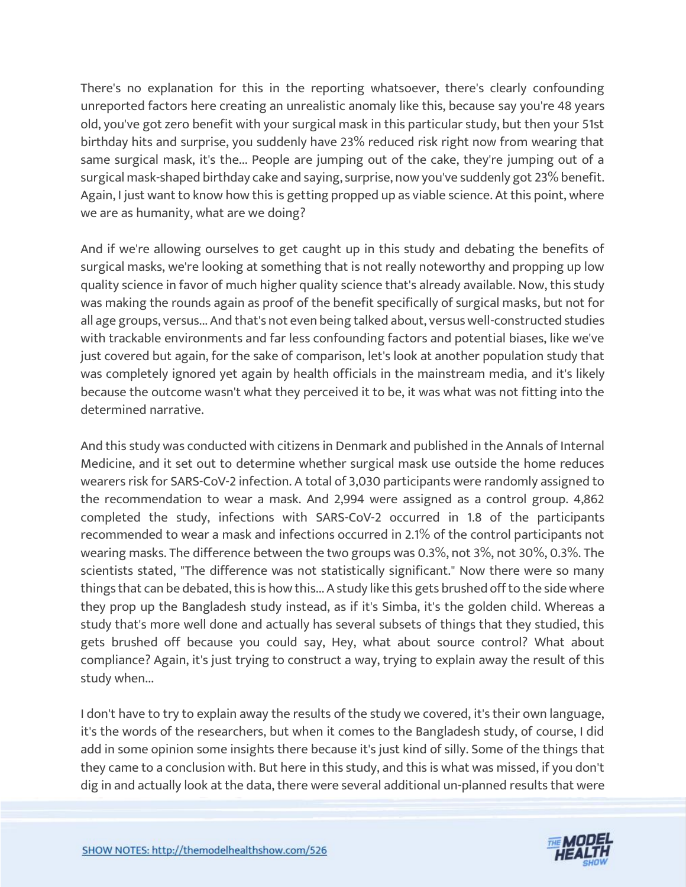There's no explanation for this in the reporting whatsoever, there's clearly confounding unreported factors here creating an unrealistic anomaly like this, because say you're 48 years old, you've got zero benefit with your surgical mask in this particular study, but then your 51st birthday hits and surprise, you suddenly have 23% reduced risk right now from wearing that same surgical mask, it's the... People are jumping out of the cake, they're jumping out of a surgical mask-shaped birthday cake and saying, surprise, now you've suddenly got 23% benefit. Again, I just want to know how this is getting propped up as viable science. At this point, where we are as humanity, what are we doing?

And if we're allowing ourselves to get caught up in this study and debating the benefits of surgical masks, we're looking at something that is not really noteworthy and propping up low quality science in favor of much higher quality science that's already available. Now, this study was making the rounds again as proof of the benefit specifically of surgical masks, but not for all age groups, versus... And that's not even being talked about, versus well-constructed studies with trackable environments and far less confounding factors and potential biases, like we've just covered but again, for the sake of comparison, let's look at another population study that was completely ignored yet again by health officials in the mainstream media, and it's likely because the outcome wasn't what they perceived it to be, it was what was not fitting into the determined narrative.

And this study was conducted with citizens in Denmark and published in the Annals of Internal Medicine, and it set out to determine whether surgical mask use outside the home reduces wearers risk for SARS-CoV-2 infection. A total of 3,030 participants were randomly assigned to the recommendation to wear a mask. And 2,994 were assigned as a control group. 4,862 completed the study, infections with SARS-CoV-2 occurred in 1.8 of the participants recommended to wear a mask and infections occurred in 2.1% of the control participants not wearing masks. The difference between the two groups was 0.3%, not 3%, not 30%, 0.3%. The scientists stated, "The difference was not statistically significant." Now there were so many things that can be debated, this is how this... A study like this gets brushed off to the side where they prop up the Bangladesh study instead, as if it's Simba, it's the golden child. Whereas a study that's more well done and actually has several subsets of things that they studied, this gets brushed off because you could say, Hey, what about source control? What about compliance? Again, it's just trying to construct a way, trying to explain away the result of this study when...

I don't have to try to explain away the results of the study we covered, it's their own language, it's the words of the researchers, but when it comes to the Bangladesh study, of course, I did add in some opinion some insights there because it's just kind of silly. Some of the things that they came to a conclusion with. But here in this study, and this is what was missed, if you don't dig in and actually look at the data, there were several additional un-planned results that were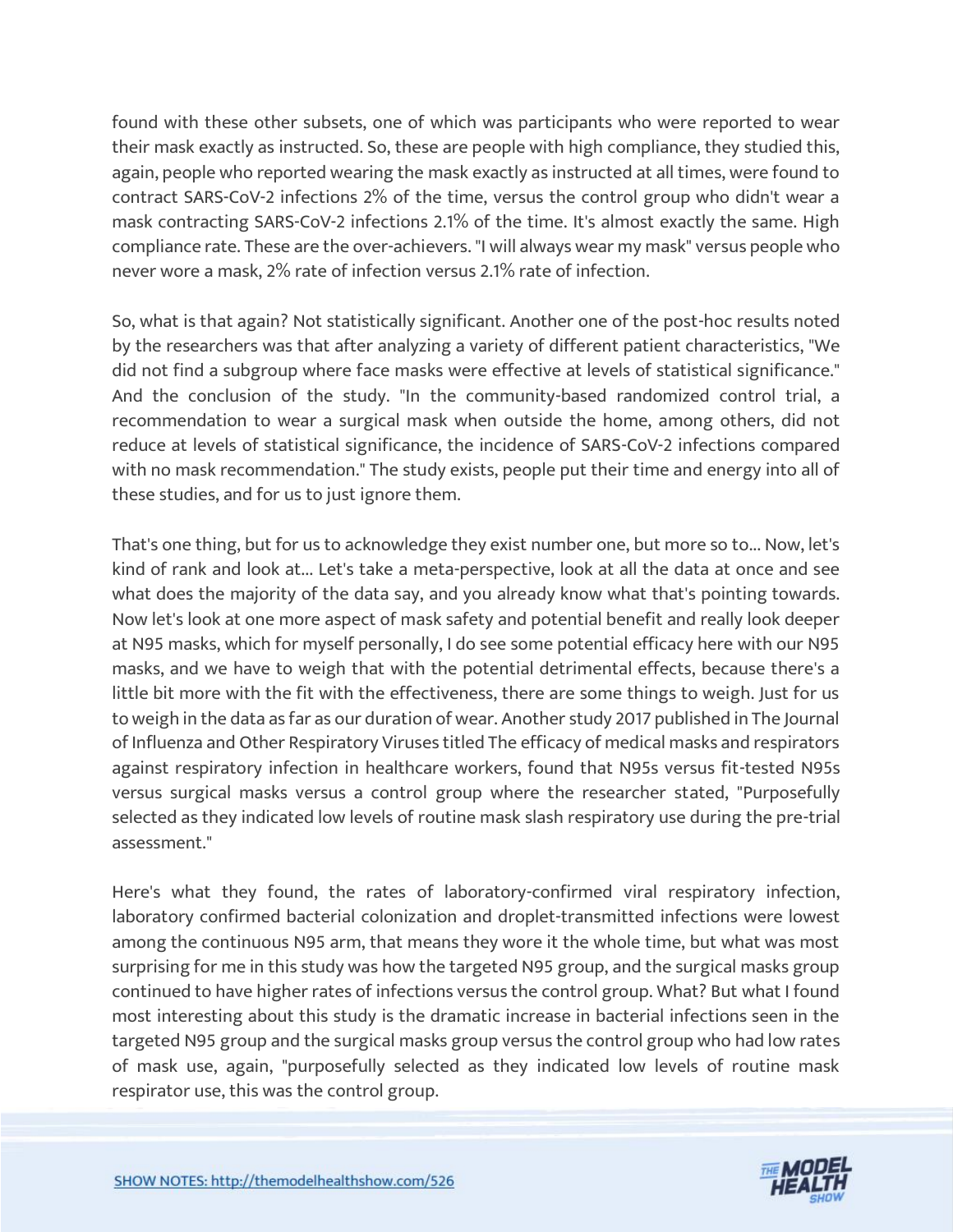found with these other subsets, one of which was participants who were reported to wear their mask exactly as instructed. So, these are people with high compliance, they studied this, again, people who reported wearing the mask exactly as instructed at all times, were found to contract SARS-CoV-2 infections 2% of the time, versus the control group who didn't wear a mask contracting SARS-CoV-2 infections 2.1% of the time. It's almost exactly the same. High compliance rate. These are the over-achievers. "I will always wear my mask" versus people who never wore a mask, 2% rate of infection versus 2.1% rate of infection.

So, what is that again? Not statistically significant. Another one of the post-hoc results noted by the researchers was that after analyzing a variety of different patient characteristics, "We did not find a subgroup where face masks were effective at levels of statistical significance." And the conclusion of the study. "In the community-based randomized control trial, a recommendation to wear a surgical mask when outside the home, among others, did not reduce at levels of statistical significance, the incidence of SARS-CoV-2 infections compared with no mask recommendation." The study exists, people put their time and energy into all of these studies, and for us to just ignore them.

That's one thing, but for us to acknowledge they exist number one, but more so to... Now, let's kind of rank and look at... Let's take a meta-perspective, look at all the data at once and see what does the majority of the data say, and you already know what that's pointing towards. Now let's look at one more aspect of mask safety and potential benefit and really look deeper at N95 masks, which for myself personally, I do see some potential efficacy here with our N95 masks, and we have to weigh that with the potential detrimental effects, because there's a little bit more with the fit with the effectiveness, there are some things to weigh. Just for us to weigh in the data as far as our duration of wear. Another study 2017 published in The Journal of Influenza and Other Respiratory Viruses titled The efficacy of medical masks and respirators against respiratory infection in healthcare workers, found that N95s versus fit-tested N95s versus surgical masks versus a control group where the researcher stated, "Purposefully selected as they indicated low levels of routine mask slash respiratory use during the pre-trial assessment."

Here's what they found, the rates of laboratory-confirmed viral respiratory infection, laboratory confirmed bacterial colonization and droplet-transmitted infections were lowest among the continuous N95 arm, that means they wore it the whole time, but what was most surprising for me in this study was how the targeted N95 group, and the surgical masks group continued to have higher rates of infections versus the control group. What? But what I found most interesting about this study is the dramatic increase in bacterial infections seen in the targeted N95 group and the surgical masks group versus the control group who had low rates of mask use, again, "purposefully selected as they indicated low levels of routine mask respirator use, this was the control group.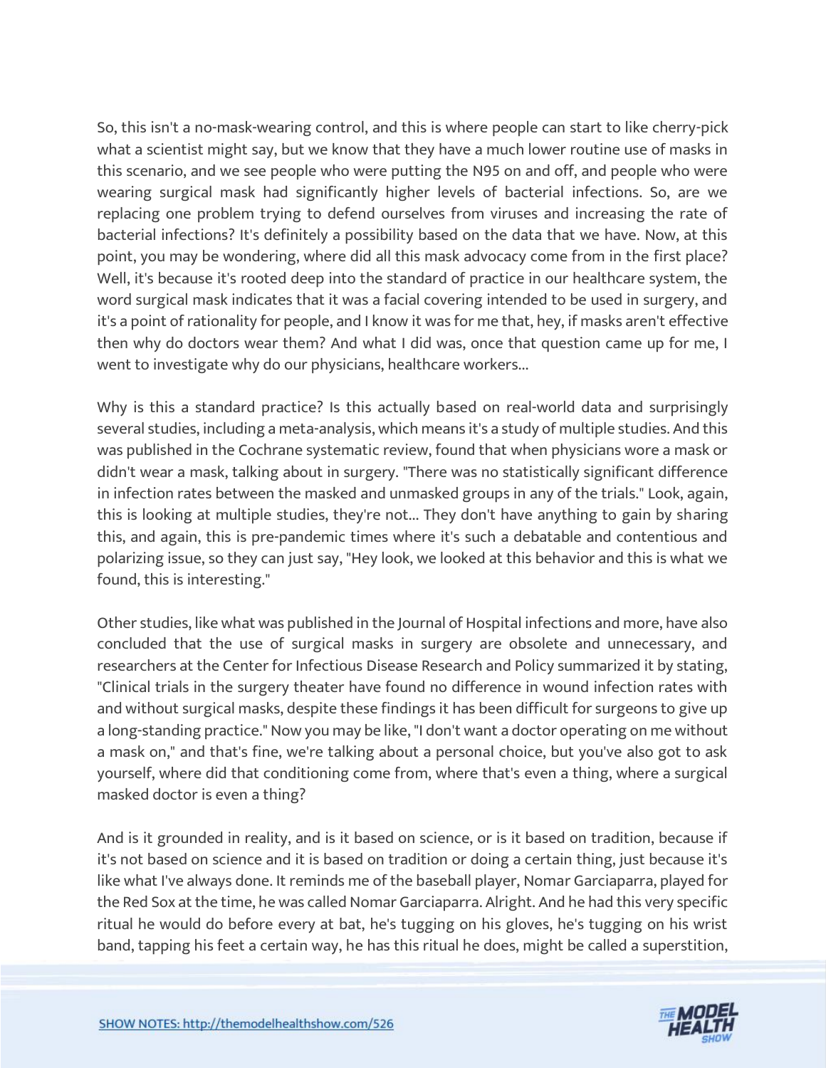So, this isn't a no-mask-wearing control, and this is where people can start to like cherry-pick what a scientist might say, but we know that they have a much lower routine use of masks in this scenario, and we see people who were putting the N95 on and off, and people who were wearing surgical mask had significantly higher levels of bacterial infections. So, are we replacing one problem trying to defend ourselves from viruses and increasing the rate of bacterial infections? It's definitely a possibility based on the data that we have. Now, at this point, you may be wondering, where did all this mask advocacy come from in the first place? Well, it's because it's rooted deep into the standard of practice in our healthcare system, the word surgical mask indicates that it was a facial covering intended to be used in surgery, and it's a point of rationality for people, and I know it was for me that, hey, if masks aren't effective then why do doctors wear them? And what I did was, once that question came up for me, I went to investigate why do our physicians, healthcare workers...

Why is this a standard practice? Is this actually based on real-world data and surprisingly several studies, including a meta-analysis, which means it's a study of multiple studies. And this was published in the Cochrane systematic review, found that when physicians wore a mask or didn't wear a mask, talking about in surgery. "There was no statistically significant difference in infection rates between the masked and unmasked groups in any of the trials." Look, again, this is looking at multiple studies, they're not... They don't have anything to gain by sharing this, and again, this is pre-pandemic times where it's such a debatable and contentious and polarizing issue, so they can just say, "Hey look, we looked at this behavior and this is what we found, this is interesting."

Other studies, like what was published in the Journal of Hospital infections and more, have also concluded that the use of surgical masks in surgery are obsolete and unnecessary, and researchers at the Center for Infectious Disease Research and Policy summarized it by stating, "Clinical trials in the surgery theater have found no difference in wound infection rates with and without surgical masks, despite these findings it has been difficult for surgeons to give up a long-standing practice." Now you may be like, "I don't want a doctor operating on me without a mask on," and that's fine, we're talking about a personal choice, but you've also got to ask yourself, where did that conditioning come from, where that's even a thing, where a surgical masked doctor is even a thing?

And is it grounded in reality, and is it based on science, or is it based on tradition, because if it's not based on science and it is based on tradition or doing a certain thing, just because it's like what I've always done. It reminds me of the baseball player, Nomar Garciaparra, played for the Red Sox at the time, he was called Nomar Garciaparra. Alright. And he had this very specific ritual he would do before every at bat, he's tugging on his gloves, he's tugging on his wrist band, tapping his feet a certain way, he has this ritual he does, might be called a superstition,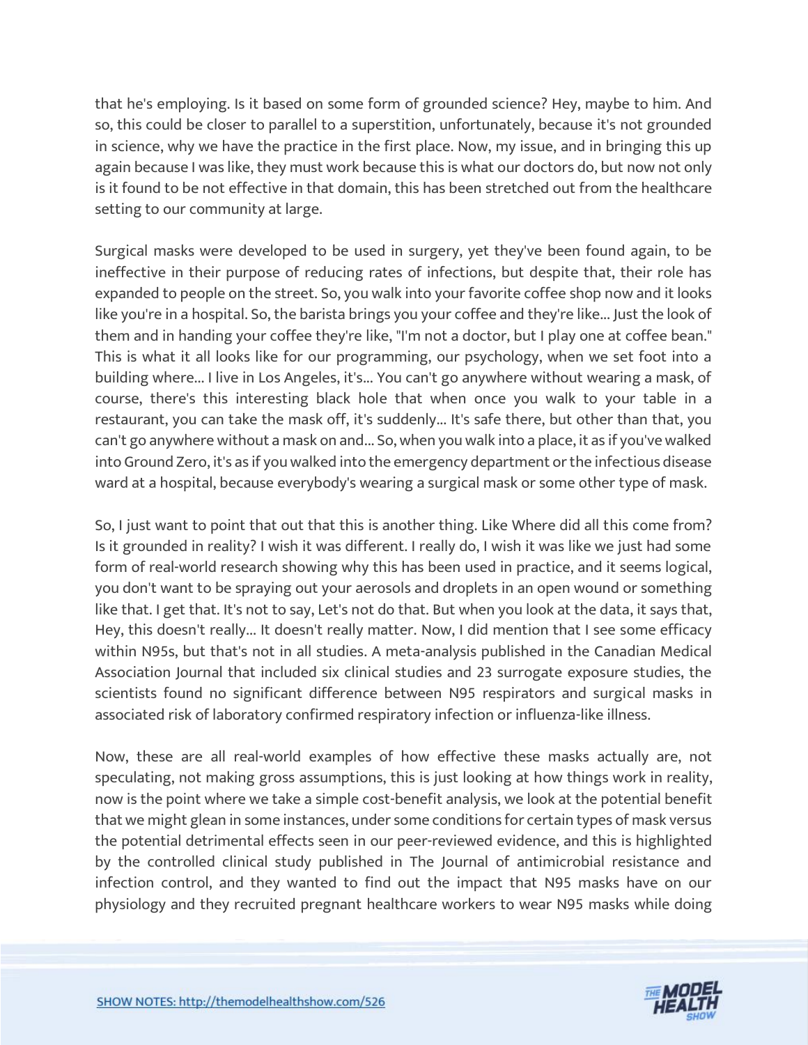that he's employing. Is it based on some form of grounded science? Hey, maybe to him. And so, this could be closer to parallel to a superstition, unfortunately, because it's not grounded in science, why we have the practice in the first place. Now, my issue, and in bringing this up again because I was like, they must work because this is what our doctors do, but now not only is it found to be not effective in that domain, this has been stretched out from the healthcare setting to our community at large.

Surgical masks were developed to be used in surgery, yet they've been found again, to be ineffective in their purpose of reducing rates of infections, but despite that, their role has expanded to people on the street. So, you walk into your favorite coffee shop now and it looks like you're in a hospital. So, the barista brings you your coffee and they're like... Just the look of them and in handing your coffee they're like, "I'm not a doctor, but I play one at coffee bean." This is what it all looks like for our programming, our psychology, when we set foot into a building where... I live in Los Angeles, it's... You can't go anywhere without wearing a mask, of course, there's this interesting black hole that when once you walk to your table in a restaurant, you can take the mask off, it's suddenly... It's safe there, but other than that, you can't go anywhere without a mask on and... So, when you walk into a place, it as if you've walked into Ground Zero, it's as if you walked into the emergency department or the infectious disease ward at a hospital, because everybody's wearing a surgical mask or some other type of mask.

So, I just want to point that out that this is another thing. Like Where did all this come from? Is it grounded in reality? I wish it was different. I really do, I wish it was like we just had some form of real-world research showing why this has been used in practice, and it seems logical, you don't want to be spraying out your aerosols and droplets in an open wound or something like that. I get that. It's not to say, Let's not do that. But when you look at the data, it says that, Hey, this doesn't really... It doesn't really matter. Now, I did mention that I see some efficacy within N95s, but that's not in all studies. A meta-analysis published in the Canadian Medical Association Journal that included six clinical studies and 23 surrogate exposure studies, the scientists found no significant difference between N95 respirators and surgical masks in associated risk of laboratory confirmed respiratory infection or influenza-like illness.

Now, these are all real-world examples of how effective these masks actually are, not speculating, not making gross assumptions, this is just looking at how things work in reality, now is the point where we take a simple cost-benefit analysis, we look at the potential benefit that we might glean in some instances, under some conditions for certain types of mask versus the potential detrimental effects seen in our peer-reviewed evidence, and this is highlighted by the controlled clinical study published in The Journal of antimicrobial resistance and infection control, and they wanted to find out the impact that N95 masks have on our physiology and they recruited pregnant healthcare workers to wear N95 masks while doing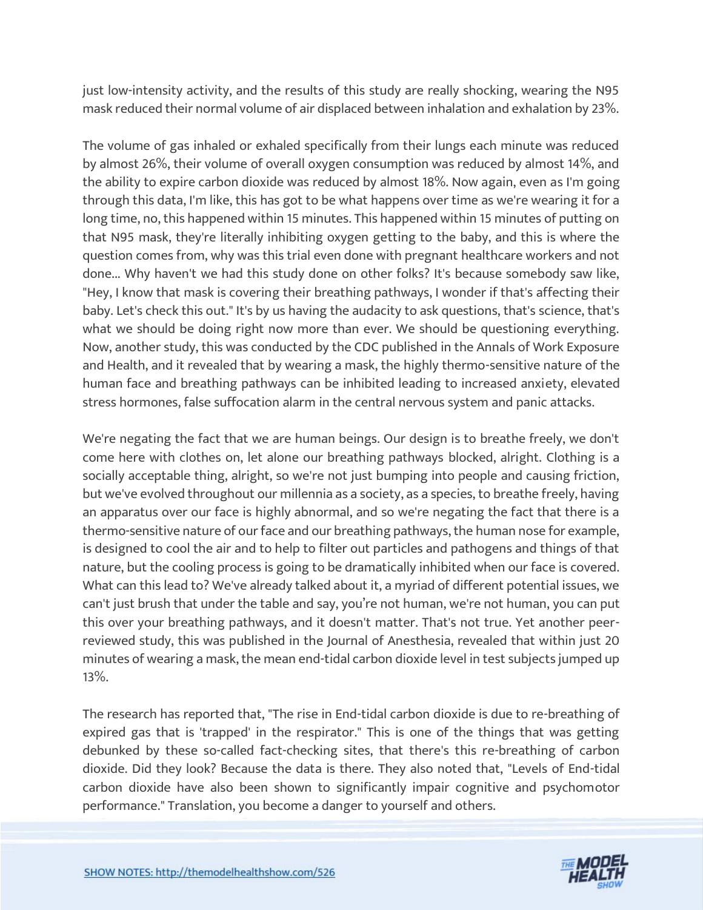just low-intensity activity, and the results of this study are really shocking, wearing the N95 mask reduced their normal volume of air displaced between inhalation and exhalation by 23%.

The volume of gas inhaled or exhaled specifically from their lungs each minute was reduced by almost 26%, their volume of overall oxygen consumption was reduced by almost 14%, and the ability to expire carbon dioxide was reduced by almost 18%. Now again, even as I'm going through this data, I'm like, this has got to be what happens over time as we're wearing it for a long time, no, this happened within 15 minutes. This happened within 15 minutes of putting on that N95 mask, they're literally inhibiting oxygen getting to the baby, and this is where the question comes from, why was this trial even done with pregnant healthcare workers and not done... Why haven't we had this study done on other folks? It's because somebody saw like, "Hey, I know that mask is covering their breathing pathways, I wonder if that's affecting their baby. Let's check this out." It's by us having the audacity to ask questions, that's science, that's what we should be doing right now more than ever. We should be questioning everything. Now, another study, this was conducted by the CDC published in the Annals of Work Exposure and Health, and it revealed that by wearing a mask, the highly thermo-sensitive nature of the human face and breathing pathways can be inhibited leading to increased anxiety, elevated stress hormones, false suffocation alarm in the central nervous system and panic attacks.

We're negating the fact that we are human beings. Our design is to breathe freely, we don't come here with clothes on, let alone our breathing pathways blocked, alright. Clothing is a socially acceptable thing, alright, so we're not just bumping into people and causing friction, but we've evolved throughout our millennia as a society, as a species, to breathe freely, having an apparatus over our face is highly abnormal, and so we're negating the fact that there is a thermo-sensitive nature of our face and our breathing pathways, the human nose for example, is designed to cool the air and to help to filter out particles and pathogens and things of that nature, but the cooling process is going to be dramatically inhibited when our face is covered. What can this lead to? We've already talked about it, a myriad of different potential issues, we can't just brush that under the table and say, you're not human, we're not human, you can put this over your breathing pathways, and it doesn't matter. That's not true. Yet another peer-reviewed study, this was published in the Journal of Anesthesia, revealed that within just 20 minutes of wearing a mask, the mean end-tidal carbon dioxide level in test subjects jumped up 13%.

The research has reported that, "The rise in End-tidal carbon dioxide is due to re-breathing of expired gas that is 'trapped' in the respirator." This is one of the things that was getting debunked by these so-called fact-checking sites, that there's this re-breathing of carbon dioxide. Did they look? Because the data is there. They also noted that, "Levels of End-tidal carbon dioxide have also been shown to significantly impair cognitive and psychomotor performance." Translation, you become a danger to yourself and others.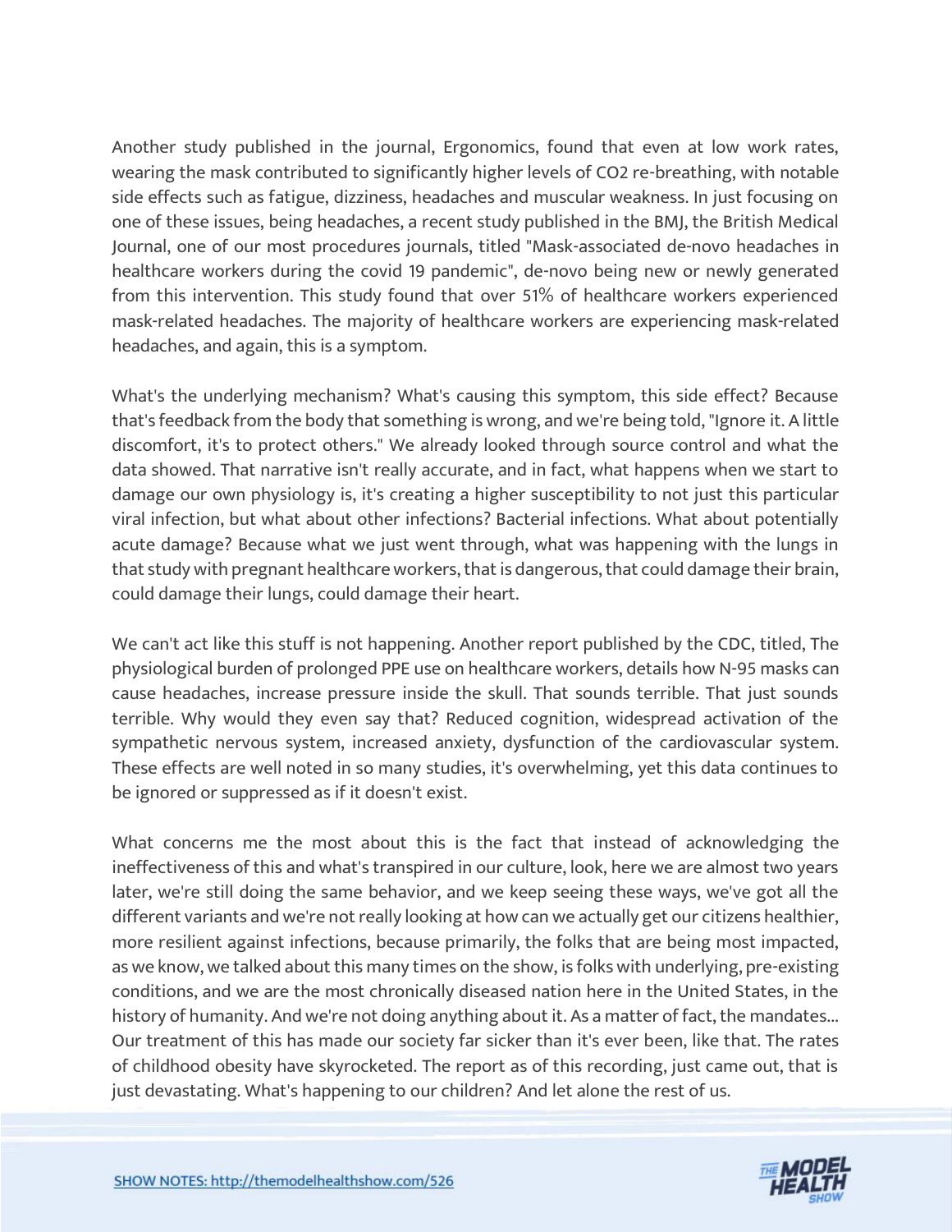Another study published in the journal, Ergonomics, found that even at low work rates, wearing the mask contributed to significantly higher levels of $CO_2$ re-breathing, with notable side effects such as fatigue, dizziness, headaches and muscular weakness. In just focusing on one of these issues, being headaches, a recent study published in the BMJ, the British Medical Journal, one of our most procedures journals, titled "Mask-associated de-novo headaches in healthcare workers during the covid 19 pandemic", de-novo being new or newly generated from this intervention. This study found that over 51% of healthcare workers experienced mask-related headaches. The majority of healthcare workers are experiencing mask-related headaches, and again, this is a symptom.

What's the underlying mechanism? What's causing this symptom, this side effect? Because that's feedback from the body that something is wrong, and we're being told, "Ignore it. A little discomfort, it's to protect others." We already looked through source control and what the data showed. That narrative isn't really accurate, and in fact, what happens when we start to damage our own physiology is, it's creating a higher susceptibility to not just this particular viral infection, but what about other infections? Bacterial infections. What about potentially acute damage? Because what we just went through, what was happening with the lungs in that study with pregnant healthcare workers, that is dangerous, that could damage their brain, could damage their lungs, could damage their heart.

We can't act like this stuff is not happening. Another report published by the CDC, titled, The physiological burden of prolonged PPE use on healthcare workers, details how N-95 masks can cause headaches, increase pressure inside the skull. That sounds terrible. That just sounds terrible. Why would they even say that? Reduced cognition, widespread activation of the sympathetic nervous system, increased anxiety, dysfunction of the cardiovascular system. These effects are well noted in so many studies, it's overwhelming, yet this data continues to be ignored or suppressed as if it doesn't exist.

What concerns me the most about this is the fact that instead of acknowledging the ineffectiveness of this and what's transpired in our culture, look, here we are almost two years later, we're still doing the same behavior, and we keep seeing these ways, we've got all the different variants and we're not really looking at how can we actually get our citizens healthier, more resilient against infections, because primarily, the folks that are being most impacted, as we know, we talked about this many times on the show, is folks with underlying, pre-existing conditions, and we are the most chronically diseased nation here in the United States, in the history of humanity. And we're not doing anything about it. As a matter of fact, the mandates... Our treatment of this has made our society far sicker than it's ever been, like that. The rates of childhood obesity have skyrocketed. The report as of this recording, just came out, that is just devastating. What's happening to our children? And let alone the rest of us.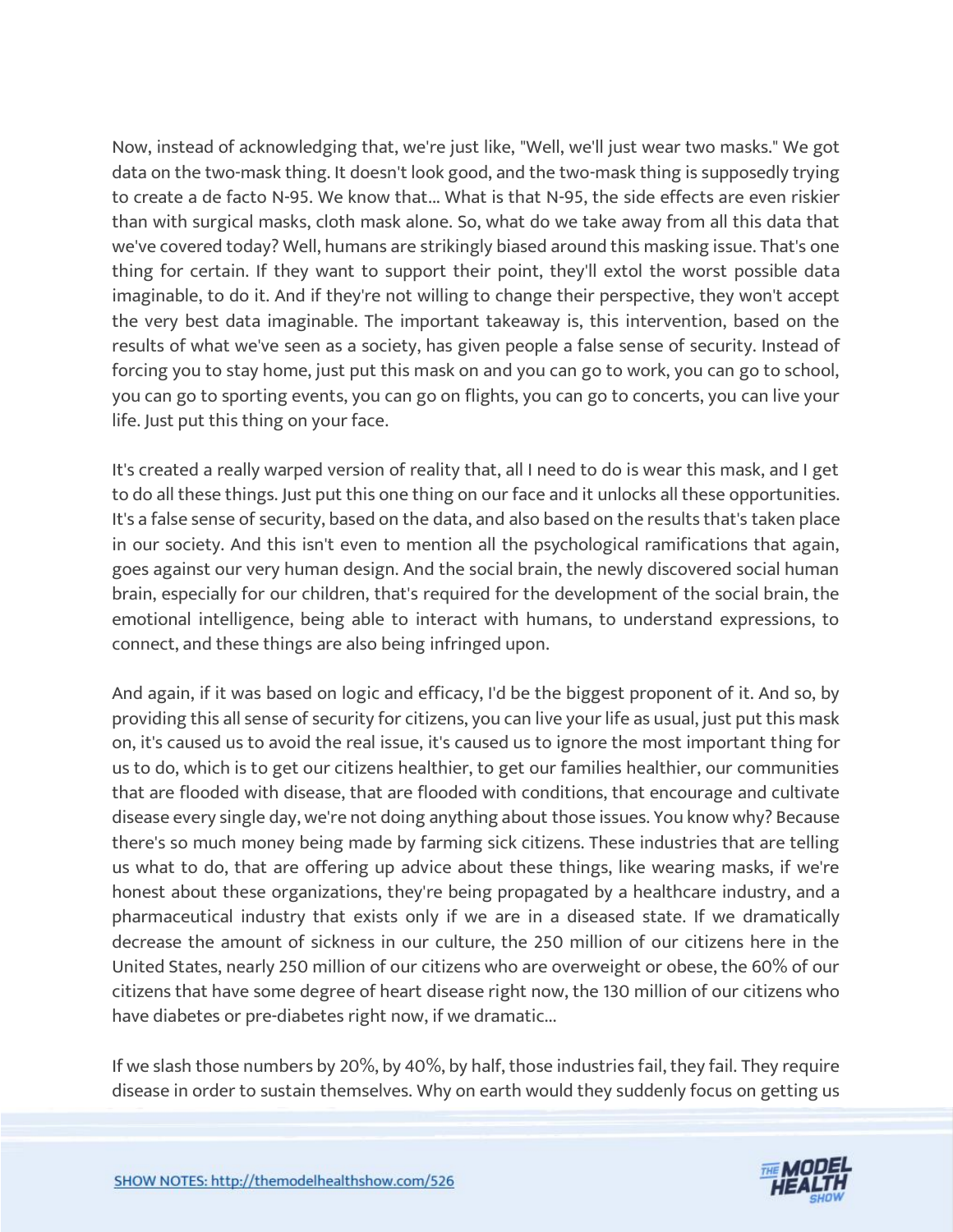Now, instead of acknowledging that, we're just like, "Well, we'll just wear two masks." We got data on the two-mask thing. It doesn't look good, and the two-mask thing is supposedly trying to create a de facto N-95. We know that... What is that N-95, the side effects are even riskier than with surgical masks, cloth mask alone. So, what do we take away from all this data that we've covered today? Well, humans are strikingly biased around this masking issue. That's one thing for certain. If they want to support their point, they'll extol the worst possible data imaginable, to do it. And if they're not willing to change their perspective, they won't accept the very best data imaginable. The important takeaway is, this intervention, based on the results of what we've seen as a society, has given people a false sense of security. Instead of forcing you to stay home, just put this mask on and you can go to work, you can go to school, you can go to sporting events, you can go on flights, you can go to concerts, you can live your life. Just put this thing on your face.

It's created a really warped version of reality that, all I need to do is wear this mask, and I get to do all these things. Just put this one thing on our face and it unlocks all these opportunities. It's a false sense of security, based on the data, and also based on the results that's taken place in our society. And this isn't even to mention all the psychological ramifications that again, goes against our very human design. And the social brain, the newly discovered social human brain, especially for our children, that's required for the development of the social brain, the emotional intelligence, being able to interact with humans, to understand expressions, to connect, and these things are also being infringed upon.

And again, if it was based on logic and efficacy, I'd be the biggest proponent of it. And so, by providing this all sense of security for citizens, you can live your life as usual, just put this mask on, it's caused us to avoid the real issue, it's caused us to ignore the most important thing for us to do, which is to get our citizens healthier, to get our families healthier, our communities that are flooded with disease, that are flooded with conditions, that encourage and cultivate disease every single day, we're not doing anything about those issues. You know why? Because there's so much money being made by farming sick citizens. These industries that are telling us what to do, that are offering up advice about these things, like wearing masks, if we're honest about these organizations, they're being propagated by a healthcare industry, and a pharmaceutical industry that exists only if we are in a diseased state. If we dramatically decrease the amount of sickness in our culture, the 250 million of our citizens here in the United States, nearly 250 million of our citizens who are overweight or obese, the 60% of our citizens that have some degree of heart disease right now, the 130 million of our citizens who have diabetes or pre-diabetes right now, if we dramatic...

If we slash those numbers by 20%, by 40%, by half, those industries fail, they fail. They require disease in order to sustain themselves. Why on earth would they suddenly focus on getting us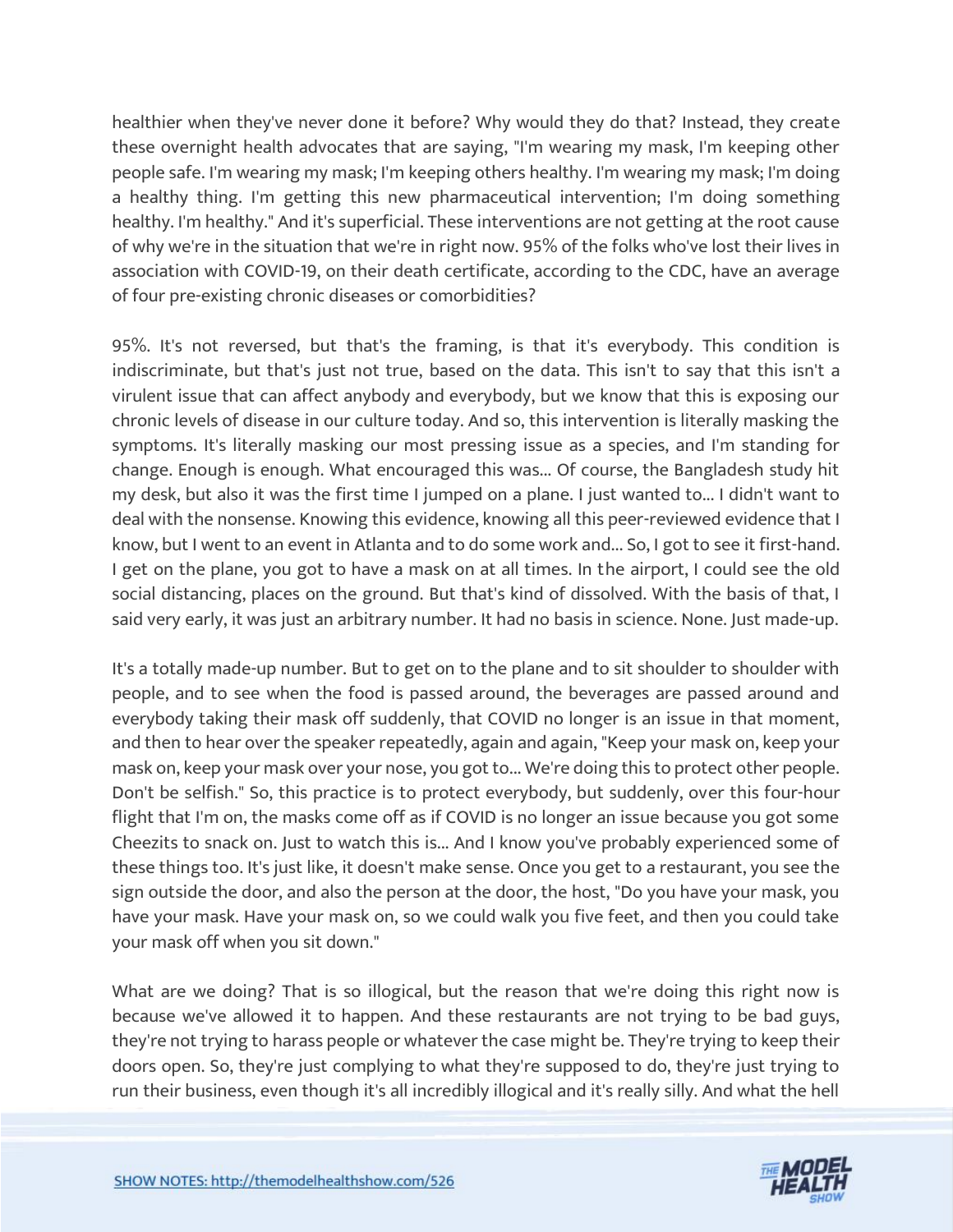healthier when they've never done it before? Why would they do that? Instead, they create these overnight health advocates that are saying, "I'm wearing my mask, I'm keeping other people safe. I'm wearing my mask; I'm keeping others healthy. I'm wearing my mask; I'm doing a healthy thing. I'm getting this new pharmaceutical intervention; I'm doing something healthy. I'm healthy." And it's superficial. These interventions are not getting at the root cause of why we're in the situation that we're in right now. 95% of the folks who've lost their lives in association with COVID-19, on their death certificate, according to the CDC, have an average of four pre-existing chronic diseases or comorbidities?

95%. It's not reversed, but that's the framing, is that it's everybody. This condition is indiscriminate, but that's just not true, based on the data. This isn't to say that this isn't a virulent issue that can affect anybody and everybody, but we know that this is exposing our chronic levels of disease in our culture today. And so, this intervention is literally masking the symptoms. It's literally masking our most pressing issue as a species, and I'm standing for change. Enough is enough. What encouraged this was... Of course, the Bangladesh study hit my desk, but also it was the first time I jumped on a plane. I just wanted to... I didn't want to deal with the nonsense. Knowing this evidence, knowing all this peer-reviewed evidence that I know, but I went to an event in Atlanta and to do some work and... So, I got to see it first-hand. I get on the plane, you got to have a mask on at all times. In the airport, I could see the old social distancing, places on the ground. But that's kind of dissolved. With the basis of that, I said very early, it was just an arbitrary number. It had no basis in science. None. Just made-up.

It's a totally made-up number. But to get on to the plane and to sit shoulder to shoulder with people, and to see when the food is passed around, the beverages are passed around and everybody taking their mask off suddenly, that COVID no longer is an issue in that moment, and then to hear over the speaker repeatedly, again and again, "Keep your mask on, keep your mask on, keep your mask over your nose, you got to... We're doing this to protect other people. Don't be selfish." So, this practice is to protect everybody, but suddenly, over this four-hour flight that I'm on, the masks come off as if COVID is no longer an issue because you got some Cheezits to snack on. Just to watch this is... And I know you've probably experienced some of these things too. It's just like, it doesn't make sense. Once you get to a restaurant, you see the sign outside the door, and also the person at the door, the host, "Do you have your mask, you have your mask. Have your mask on, so we could walk you five feet, and then you could take your mask off when you sit down."

What are we doing? That is so illogical, but the reason that we're doing this right now is because we've allowed it to happen. And these restaurants are not trying to be bad guys, they're not trying to harass people or whatever the case might be. They're trying to keep their doors open. So, they're just complying to what they're supposed to do, they're just trying to run their business, even though it's all incredibly illogical and it's really silly. And what the hell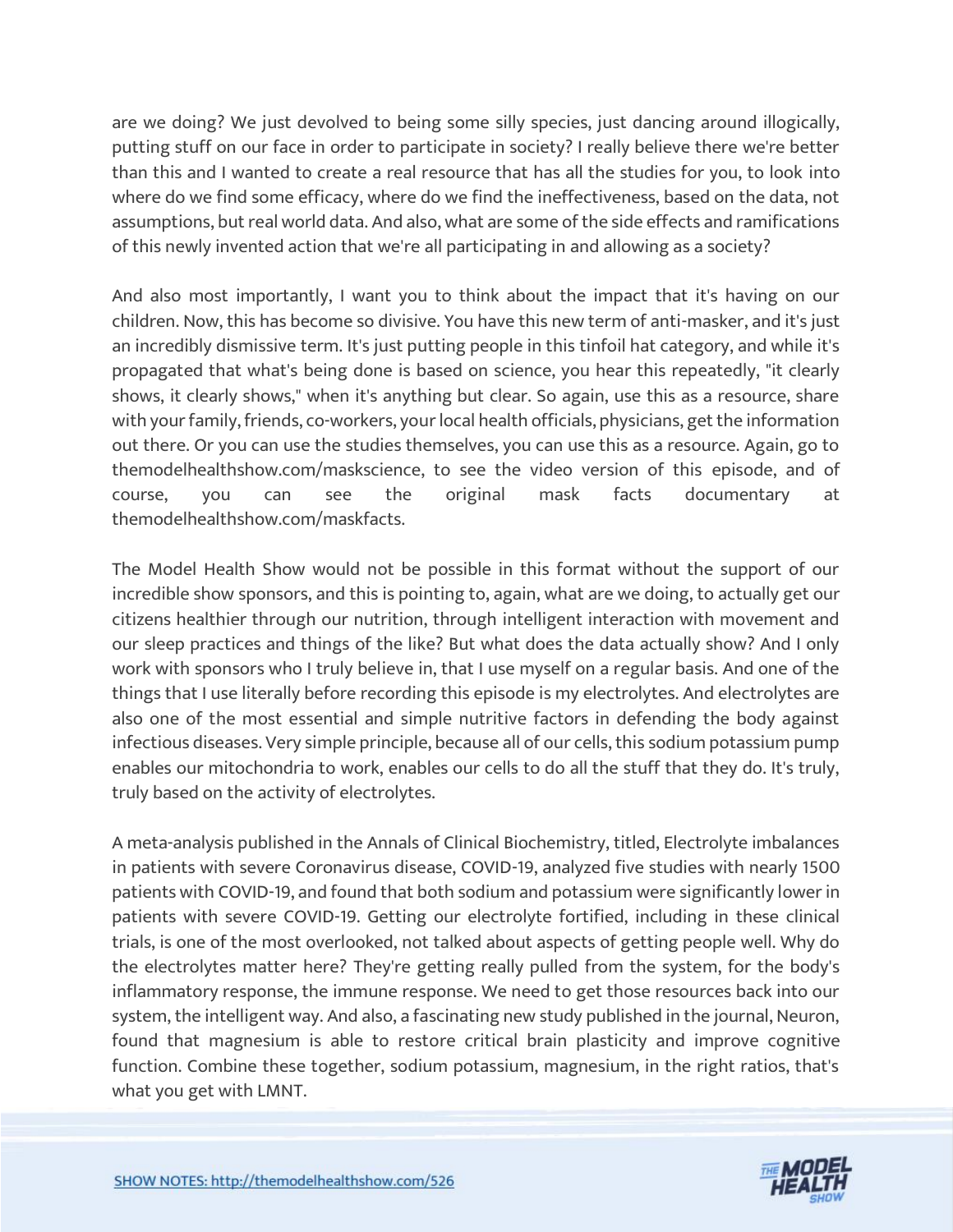are we doing? We just devolved to being some silly species, just dancing around illogically, putting stuff on our face in order to participate in society? I really believe there we're better than this and I wanted to create a real resource that has all the studies for you, to look into where do we find some efficacy, where do we find the ineffectiveness, based on the data, not assumptions, but real world data. And also, what are some of the side effects and ramifications of this newly invented action that we're all participating in and allowing as a society?

And also most importantly, I want you to think about the impact that it's having on our children. Now, this has become so divisive. You have this new term of anti-masker, and it's just an incredibly dismissive term. It's just putting people in this tinfoil hat category, and while it's propagated that what's being done is based on science, you hear this repeatedly, "it clearly shows, it clearly shows," when it's anything but clear. So again, use this as a resource, share with your family, friends, co-workers, your local health officials, physicians, get the information out there. Or you can use the studies themselves, you can use this as a resource. Again, go to themodelhealthshow.com/maskscience, to see the video version of this episode, and of course, you can see the original mask facts documentary at themodelhealthshow.com/maskfacts.

The Model Health Show would not be possible in this format without the support of our incredible show sponsors, and this is pointing to, again, what are we doing, to actually get our citizens healthier through our nutrition, through intelligent interaction with movement and our sleep practices and things of the like? But what does the data actually show? And I only work with sponsors who I truly believe in, that I use myself on a regular basis. And one of the things that I use literally before recording this episode is my electrolytes. And electrolytes are also one of the most essential and simple nutritive factors in defending the body against infectious diseases. Very simple principle, because all of our cells, this sodium potassium pump enables our mitochondria to work, enables our cells to do all the stuff that they do. It's truly, truly based on the activity of electrolytes.

A meta-analysis published in the Annals of Clinical Biochemistry, titled, Electrolyte imbalances in patients with severe Coronavirus disease, COVID-19, analyzed five studies with nearly 1500 patients with COVID-19, and found that both sodium and potassium were significantly lower in patients with severe COVID-19. Getting our electrolyte fortified, including in these clinical trials, is one of the most overlooked, not talked about aspects of getting people well. Why do the electrolytes matter here? They're getting really pulled from the system, for the body's inflammatory response, the immune response. We need to get those resources back into our system, the intelligent way. And also, a fascinating new study published in the journal, Neuron, found that magnesium is able to restore critical brain plasticity and improve cognitive function. Combine these together, sodium potassium, magnesium, in the right ratios, that's what you get with LMNT.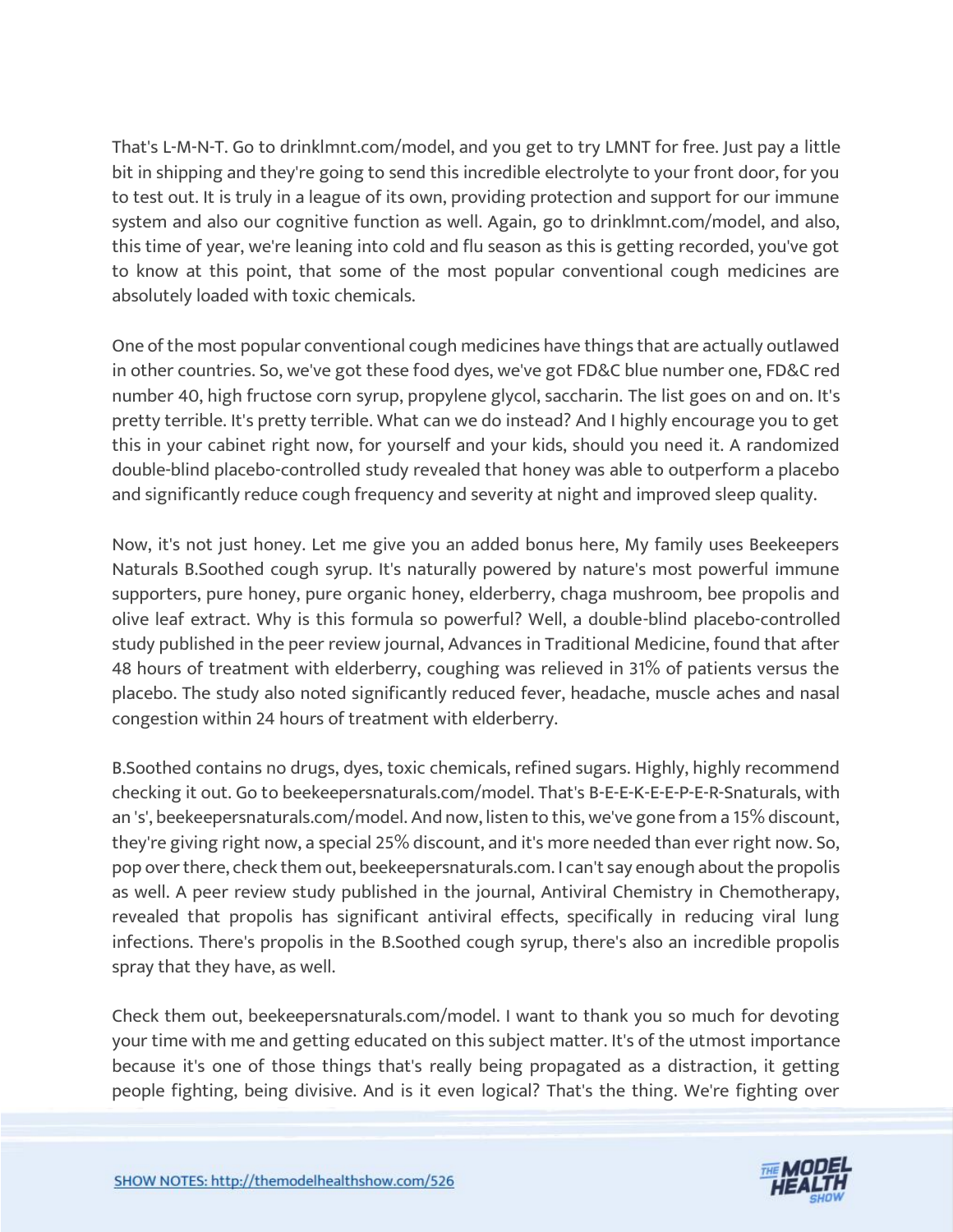That's L-M-N-T. Go to drinklmnt.com/model, and you get to try LMNT for free. Just pay a little bit in shipping and they're going to send this incredible electrolyte to your front door, for you to test out. It is truly in a league of its own, providing protection and support for our immune system and also our cognitive function as well. Again, go to drinklmnt.com/model, and also, this time of year, we're leaning into cold and flu season as this is getting recorded, you've got to know at this point, that some of the most popular conventional cough medicines are absolutely loaded with toxic chemicals.

One of the most popular conventional cough medicines have things that are actually outlawed in other countries. So, we've got these food dyes, we've got FD&C blue number one, FD&C red number 40, high fructose corn syrup, propylene glycol, saccharin. The list goes on and on. It's pretty terrible. It's pretty terrible. What can we do instead? And I highly encourage you to get this in your cabinet right now, for yourself and your kids, should you need it. A randomized double-blind placebo-controlled study revealed that honey was able to outperform a placebo and significantly reduce cough frequency and severity at night and improved sleep quality.

Now, it's not just honey. Let me give you an added bonus here, My family uses Beekeepers Naturals B.Soothed cough syrup. It's naturally powered by nature's most powerful immune supporters, pure honey, pure organic honey, elderberry, chaga mushroom, bee propolis and olive leaf extract. Why is this formula so powerful? Well, a double-blind placebo-controlled study published in the peer review journal, Advances in Traditional Medicine, found that after 48 hours of treatment with elderberry, coughing was relieved in 31% of patients versus the placebo. The study also noted significantly reduced fever, headache, muscle aches and nasal congestion within 24 hours of treatment with elderberry.

B.Soothed contains no drugs, dyes, toxic chemicals, refined sugars. Highly, highly recommend checking it out. Go to beekeepersnaturals.com/model. That's B-E-E-K-E-E-P-E-R-Snaturals, with an 's', beekeepersnaturals.com/model. And now, listen to this, we've gone from a 15% discount, they're giving right now, a special 25% discount, and it's more needed than ever right now. So, pop over there, check them out, beekeepersnaturals.com. I can't say enough about the propolis as well. A peer review study published in the journal, Antiviral Chemistry in Chemotherapy, revealed that propolis has significant antiviral effects, specifically in reducing viral lung infections. There's propolis in the B.Soothed cough syrup, there's also an incredible propolis spray that they have, as well.

Check them out, beekeepersnaturals.com/model. I want to thank you so much for devoting your time with me and getting educated on this subject matter. It's of the utmost importance because it's one of those things that's really being propagated as a distraction, it getting people fighting, being divisive. And is it even logical? That's the thing. We're fighting over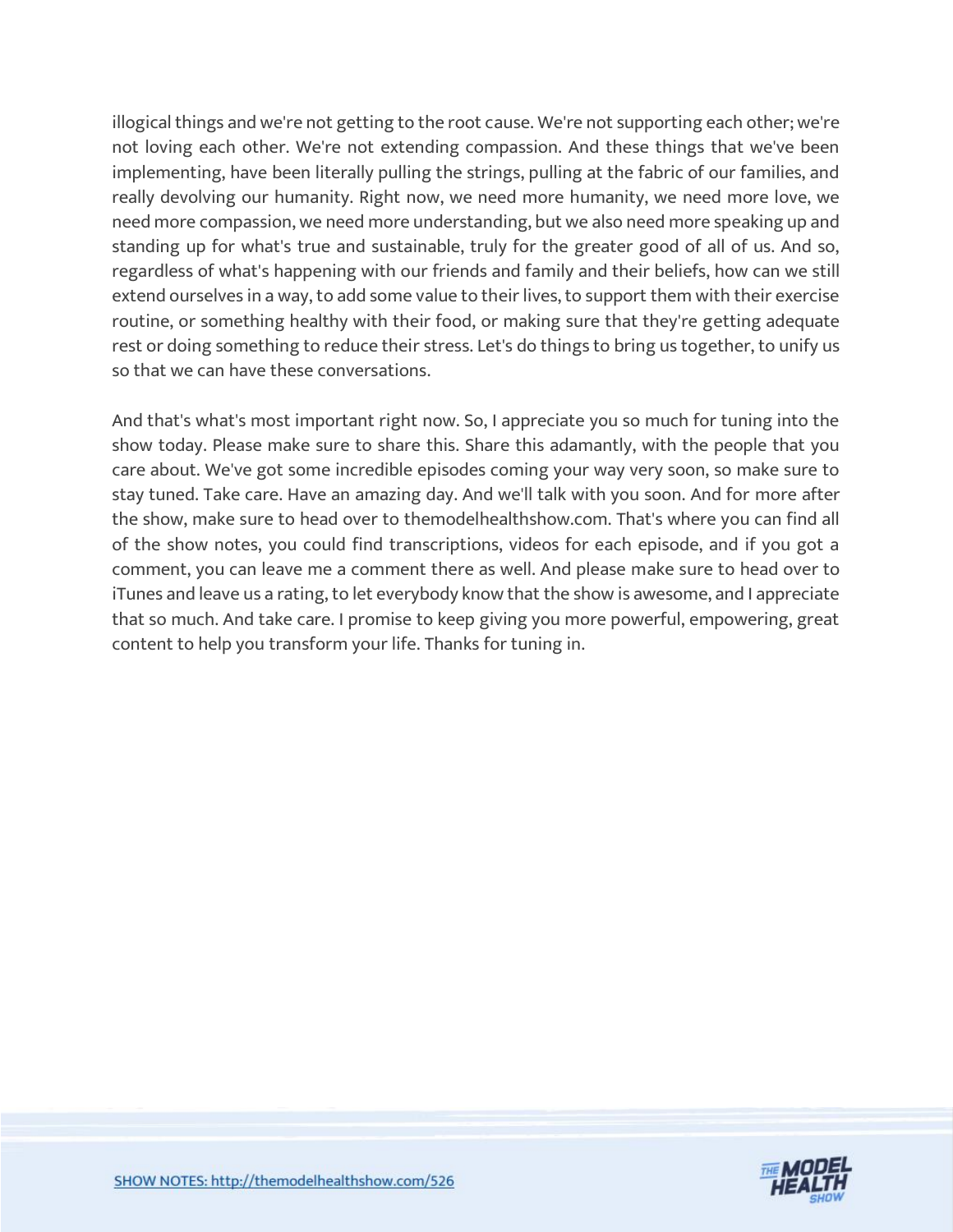illogical things and we're not getting to the root cause. We're not supporting each other; we're not loving each other. We're not extending compassion. And these things that we've been implementing, have been literally pulling the strings, pulling at the fabric of our families, and really devolving our humanity. Right now, we need more humanity, we need more love, we need more compassion, we need more understanding, but we also need more speaking up and standing up for what's true and sustainable, truly for the greater good of all of us. And so, regardless of what's happening with our friends and family and their beliefs, how can we still extend ourselves in a way, to add some value to their lives, to support them with their exercise routine, or something healthy with their food, or making sure that they're getting adequate rest or doing something to reduce their stress. Let's do things to bring us together, to unify us so that we can have these conversations.

And that's what's most important right now. So, I appreciate you so much for tuning into the show today. Please make sure to share this. Share this adamantly, with the people that you care about. We've got some incredible episodes coming your way very soon, so make sure to stay tuned. Take care. Have an amazing day. And we'll talk with you soon. And for more after the show, make sure to head over to themodelhealthshow.com. That's where you can find all of the show notes, you could find transcriptions, videos for each episode, and if you got a comment, you can leave me a comment there as well. And please make sure to head over to iTunes and leave us a rating, to let everybody know that the show is awesome, and I appreciate that so much. And take care. I promise to keep giving you more powerful, empowering, great content to help you transform your life. Thanks for tuning in.